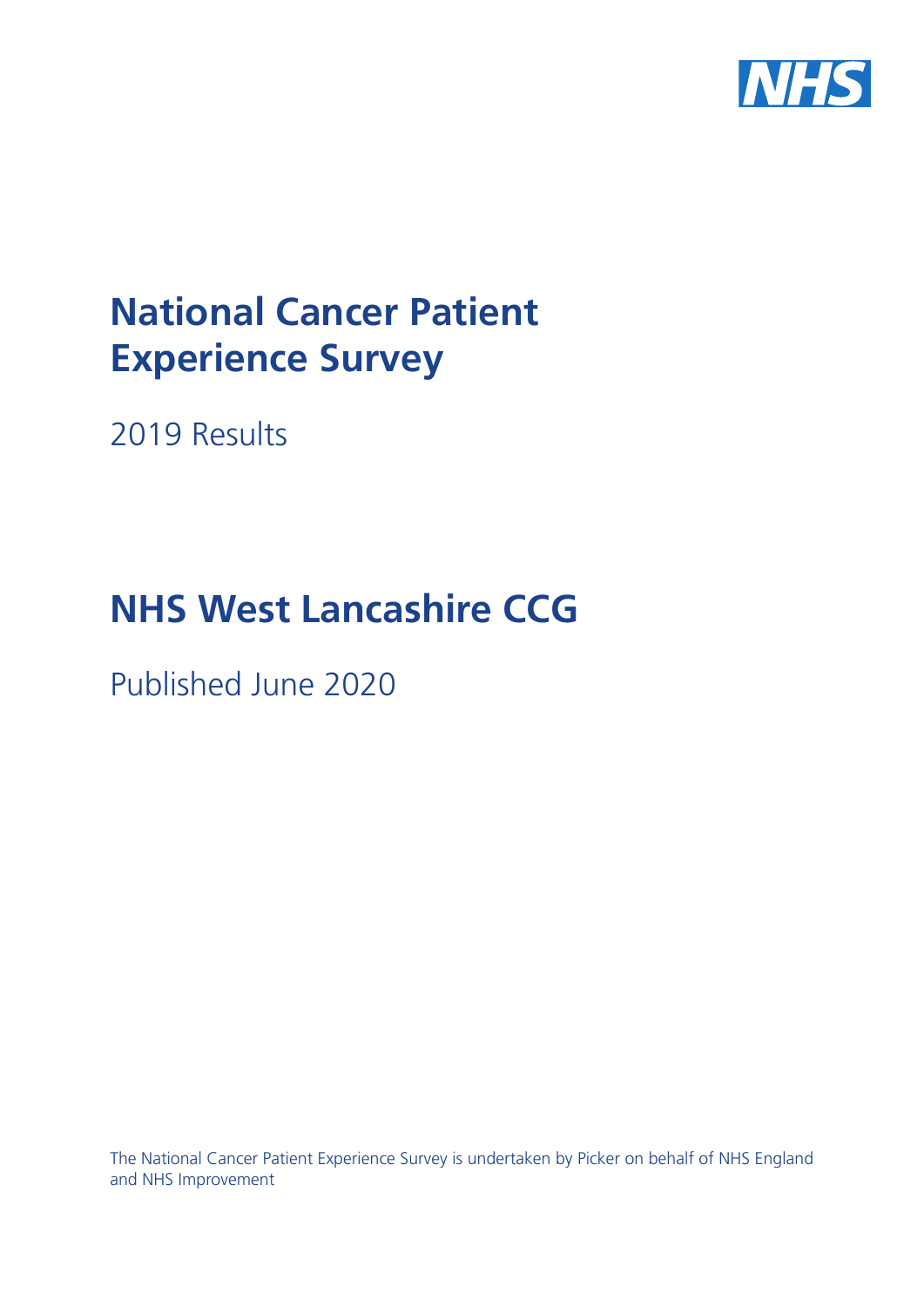# National Cancer Patient Experience Survey

2019 Results

# NHS West Lancashire CCG

Published June 2020

The National Cancer Patient Experience Survey is undertaken by Picker on behalf of NHS England and NHS Improvement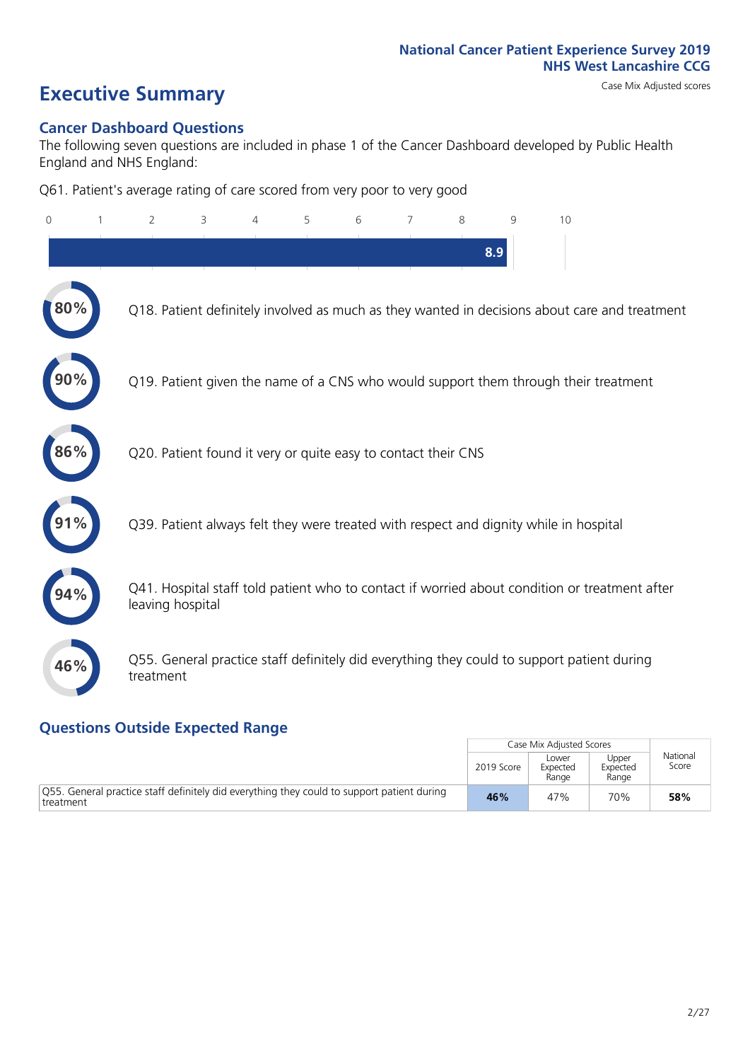National Cancer Patient Experience Survey 2019
NHS West Lancashire CCG

# Executive Summary

Case Mix Adjusted scores

## Cancer Dashboard Questions

The following seven questions are included in phase 1 of the Cancer Dashboard developed by Public Health England and NHS England:

Q61. Patient's average rating of care scored from very poor to very good

0 1 2 3 4 5 6 7 8 9 10

8.9

80% Q18. Patient definitely involved as much as they wanted in decisions about care and treatment

90% Q19. Patient given the name of a CNS who would support them through their treatment

86% Q20. Patient found it very or quite easy to contact their CNS

91% Q39. Patient always felt they were treated with respect and dignity while in hospital

94% Q41. Hospital staff told patient who to contact if worried about condition or treatment after leaving hospital

46% Q55. General practice staff definitely did everything they could to support patient during treatment

## Questions Outside Expected Range

| | Case Mix Adjusted Scores | | | National Score |
|---|---|---|---|---|
| | 2019 Score | Lower Expected Range | Upper Expected Range | |
| Q55. General practice staff definitely did everything they could to support patient during treatment | **46%** | 47% | 70% | **58%** |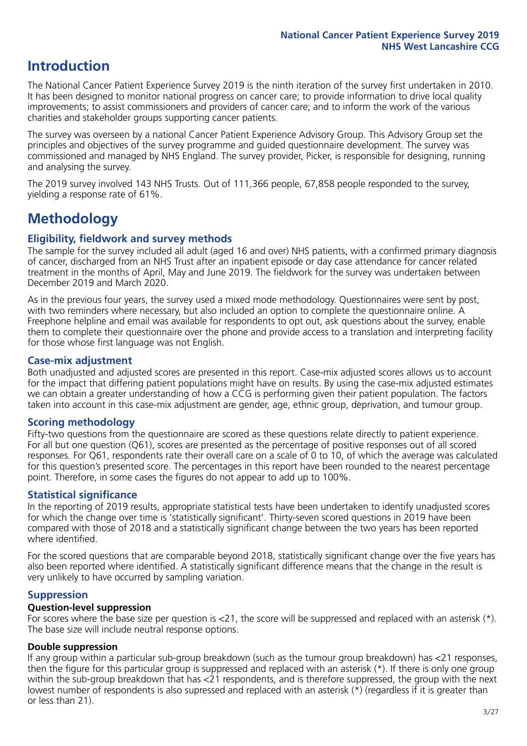# Introduction

The National Cancer Patient Experience Survey 2019 is the ninth iteration of the survey first undertaken in 2010. It has been designed to monitor national progress on cancer care; to provide information to drive local quality improvements; to assist commissioners and providers of cancer care; and to inform the work of the various charities and stakeholder groups supporting cancer patients.

The survey was overseen by a national Cancer Patient Experience Advisory Group. This Advisory Group set the principles and objectives of the survey programme and guided questionnaire development. The survey was commissioned and managed by NHS England. The survey provider, Picker, is responsible for designing, running and analysing the survey.

The 2019 survey involved 143 NHS Trusts. Out of 111,366 people, 67,858 people responded to the survey, yielding a response rate of 61%.

# Methodology

## Eligibility, fieldwork and survey methods

The sample for the survey included all adult (aged 16 and over) NHS patients, with a confirmed primary diagnosis of cancer, discharged from an NHS Trust after an inpatient episode or day case attendance for cancer related treatment in the months of April, May and June 2019. The fieldwork for the survey was undertaken between December 2019 and March 2020.

As in the previous four years, the survey used a mixed mode methodology. Questionnaires were sent by post, with two reminders where necessary, but also included an option to complete the questionnaire online. A Freephone helpline and email was available for respondents to opt out, ask questions about the survey, enable them to complete their questionnaire over the phone and provide access to a translation and interpreting facility for those whose first language was not English.

## Case-mix adjustment

Both unadjusted and adjusted scores are presented in this report. Case-mix adjusted scores allows us to account for the impact that differing patient populations might have on results. By using the case-mix adjusted estimates we can obtain a greater understanding of how a CCG is performing given their patient population. The factors taken into account in this case-mix adjustment are gender, age, ethnic group, deprivation, and tumour group.

## Scoring methodology

Fifty-two questions from the questionnaire are scored as these questions relate directly to patient experience. For all but one question (Q61), scores are presented as the percentage of positive responses out of all scored responses. For Q61, respondents rate their overall care on a scale of 0 to 10, of which the average was calculated for this question's presented score. The percentages in this report have been rounded to the nearest percentage point. Therefore, in some cases the figures do not appear to add up to 100%.

## Statistical significance

In the reporting of 2019 results, appropriate statistical tests have been undertaken to identify unadjusted scores for which the change over time is 'statistically significant'. Thirty-seven scored questions in 2019 have been compared with those of 2018 and a statistically significant change between the two years has been reported where identified.

For the scored questions that are comparable beyond 2018, statistically significant change over the five years has also been reported where identified. A statistically significant difference means that the change in the result is very unlikely to have occurred by sampling variation.

## Suppression

### Question-level suppression

For scores where the base size per question is <21, the score will be suppressed and replaced with an asterisk (*). The base size will include neutral response options.

### Double suppression

If any group within a particular sub-group breakdown (such as the tumour group breakdown) has <21 responses, then the figure for this particular group is suppressed and replaced with an asterisk (*). If there is only one group within the sub-group breakdown that has <21 respondents, and is therefore suppressed, the group with the next lowest number of respondents is also supressed and replaced with an asterisk (*) (regardless if it is greater than or less than 21).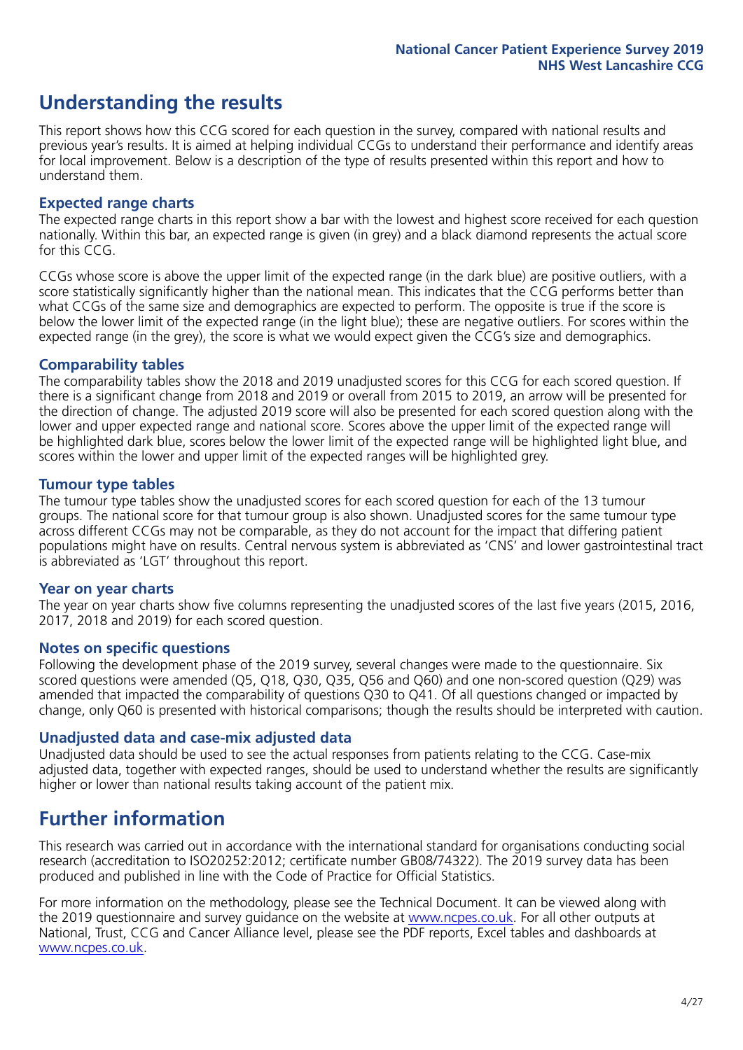## Understanding the results

This report shows how this CCG scored for each question in the survey, compared with national results and previous year's results. It is aimed at helping individual CCGs to understand their performance and identify areas for local improvement. Below is a description of the type of results presented within this report and how to understand them.

### Expected range charts

The expected range charts in this report show a bar with the lowest and highest score received for each question nationally. Within this bar, an expected range is given (in grey) and a black diamond represents the actual score for this CCG.

CCGs whose score is above the upper limit of the expected range (in the dark blue) are positive outliers, with a score statistically significantly higher than the national mean. This indicates that the CCG performs better than what CCGs of the same size and demographics are expected to perform. The opposite is true if the score is below the lower limit of the expected range (in the light blue); these are negative outliers. For scores within the expected range (in the grey), the score is what we would expect given the CCG's size and demographics.

### Comparability tables

The comparability tables show the 2018 and 2019 unadjusted scores for this CCG for each scored question. If there is a significant change from 2018 and 2019 or overall from 2015 to 2019, an arrow will be presented for the direction of change. The adjusted 2019 score will also be presented for each scored question along with the lower and upper expected range and national score. Scores above the upper limit of the expected range will be highlighted dark blue, scores below the lower limit of the expected range will be highlighted light blue, and scores within the lower and upper limit of the expected ranges will be highlighted grey.

### Tumour type tables

The tumour type tables show the unadjusted scores for each scored question for each of the 13 tumour groups. The national score for that tumour group is also shown. Unadjusted scores for the same tumour type across different CCGs may not be comparable, as they do not account for the impact that differing patient populations might have on results. Central nervous system is abbreviated as 'CNS' and lower gastrointestinal tract is abbreviated as 'LGT' throughout this report.

### Year on year charts

The year on year charts show five columns representing the unadjusted scores of the last five years (2015, 2016, 2017, 2018 and 2019) for each scored question.

### Notes on specific questions

Following the development phase of the 2019 survey, several changes were made to the questionnaire. Six scored questions were amended (Q5, Q18, Q30, Q35, Q56 and Q60) and one non-scored question (Q29) was amended that impacted the comparability of questions Q30 to Q41. Of all questions changed or impacted by change, only Q60 is presented with historical comparisons; though the results should be interpreted with caution.

### Unadjusted data and case-mix adjusted data

Unadjusted data should be used to see the actual responses from patients relating to the CCG. Case-mix adjusted data, together with expected ranges, should be used to understand whether the results are significantly higher or lower than national results taking account of the patient mix.

## Further information

This research was carried out in accordance with the international standard for organisations conducting social research (accreditation to ISO20252:2012; certificate number GB08/74322). The 2019 survey data has been produced and published in line with the Code of Practice for Official Statistics.

For more information on the methodology, please see the Technical Document. It can be viewed along with the 2019 questionnaire and survey guidance on the website at www.ncpes.co.uk. For all other outputs at National, Trust, CCG and Cancer Alliance level, please see the PDF reports, Excel tables and dashboards at www.ncpes.co.uk.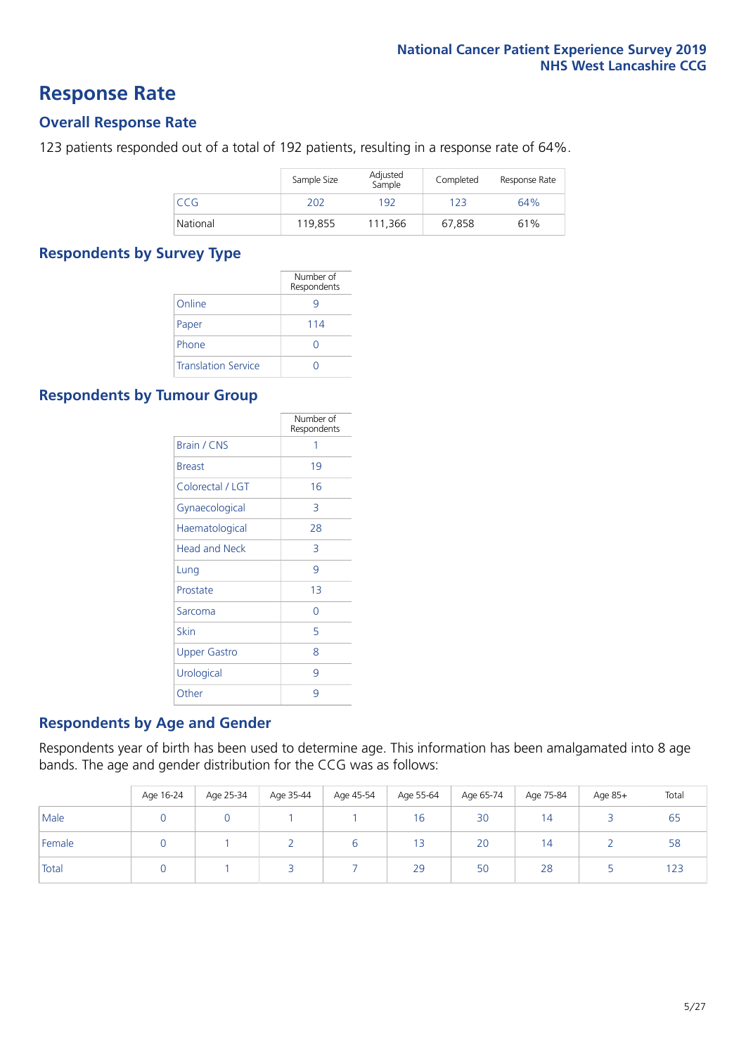# Response Rate

## Overall Response Rate

123 patients responded out of a total of 192 patients, resulting in a response rate of 64%.

| | Sample Size | Adjusted Sample | Completed | Response Rate |
|---|---|---|---|---|
| CCG | 202 | 192 | 123 | 64% |
| National | 119,855 | 111,366 | 67,858 | 61% |

## Respondents by Survey Type

| | Number of Respondents |
|---|---|
| Online | 9 |
| Paper | 114 |
| Phone | 0 |
| Translation Service | 0 |

## Respondents by Tumour Group

| | Number of Respondents |
|---|---|
| Brain / CNS | 1 |
| Breast | 19 |
| Colorectal / LGT | 16 |
| Gynaecological | 3 |
| Haematological | 28 |
| Head and Neck | 3 |
| Lung | 9 |
| Prostate | 13 |
| Sarcoma | 0 |
| Skin | 5 |
| Upper Gastro | 8 |
| Urological | 9 |
| Other | 9 |

## Respondents by Age and Gender

Respondents year of birth has been used to determine age. This information has been amalgamated into 8 age bands. The age and gender distribution for the CCG was as follows:

| | Age 16-24 | Age 25-34 | Age 35-44 | Age 45-54 | Age 55-64 | Age 65-74 | Age 75-84 | Age 85+ | Total |
|---|---|---|---|---|---|---|---|---|---|
| Male | 0 | 0 | 1 | 1 | 16 | 30 | 14 | 3 | 65 |
| Female | 0 | 1 | 2 | 6 | 13 | 20 | 14 | 2 | 58 |
| Total | 0 | 1 | 3 | 7 | 29 | 50 | 28 | 5 | 123 |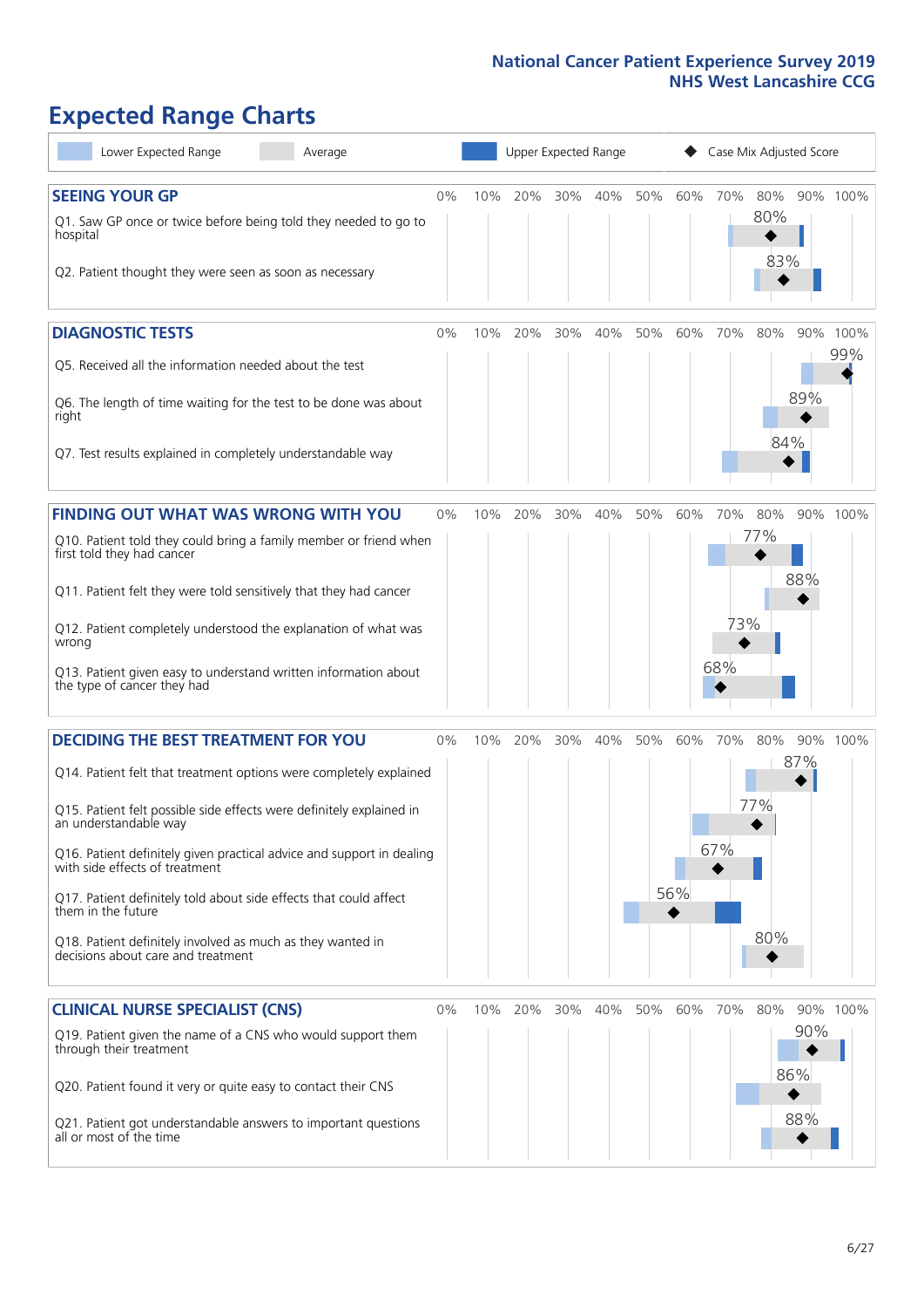# Expected Range Charts

Lower Expected Range | Average | Upper Expected Range | Case Mix Adjusted Score

## SEEING YOUR GP

| Question | Case Mix Adjusted Score |
|---|---|
| Q1. Saw GP once or twice before being told they needed to go to hospital | 80% |
| Q2. Patient thought they were seen as soon as necessary | 83% |

## DIAGNOSTIC TESTS

| Question | Case Mix Adjusted Score |
|---|---|
| Q5. Received all the information needed about the test | 99% |
| Q6. The length of time waiting for the test to be done was about right | 89% |
| Q7. Test results explained in completely understandable way | 84% |

## FINDING OUT WHAT WAS WRONG WITH YOU

| Question | Case Mix Adjusted Score |
|---|---|
| Q10. Patient told they could bring a family member or friend when first told they had cancer | 77% |
| Q11. Patient felt they were told sensitively that they had cancer | 88% |
| Q12. Patient completely understood the explanation of what was wrong | 73% |
| Q13. Patient given easy to understand written information about the type of cancer they had | 68% |

## DECIDING THE BEST TREATMENT FOR YOU

| Question | Case Mix Adjusted Score |
|---|---|
| Q14. Patient felt that treatment options were completely explained | 87% |
| Q15. Patient felt possible side effects were definitely explained in an understandable way | 77% |
| Q16. Patient definitely given practical advice and support in dealing with side effects of treatment | 67% |
| Q17. Patient definitely told about side effects that could affect them in the future | 56% |
| Q18. Patient definitely involved as much as they wanted in decisions about care and treatment | 80% |

## CLINICAL NURSE SPECIALIST (CNS)

| Question | Case Mix Adjusted Score |
|---|---|
| Q19. Patient given the name of a CNS who would support them through their treatment | 90% |
| Q20. Patient found it very or quite easy to contact their CNS | 86% |
| Q21. Patient got understandable answers to important questions all or most of the time | 88% |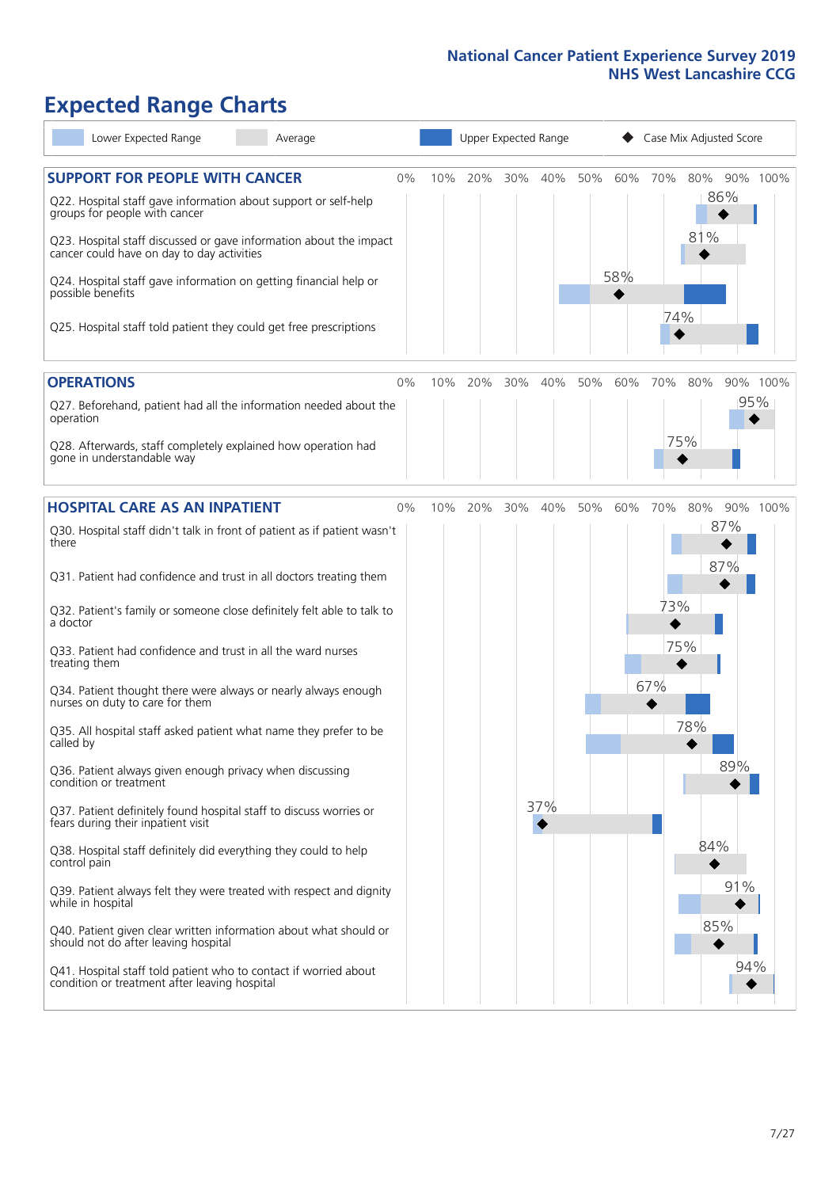# National Cancer Patient Experience Survey 2019
## NHS West Lancashire CCG

# Expected Range Charts

Lower Expected Range | Average | Upper Expected Range | Case Mix Adjusted Score

## SUPPORT FOR PEOPLE WITH CANCER

| Question | Case Mix Adjusted Score |
|---|---|
| Q22. Hospital staff gave information about support or self-help groups for people with cancer | 86% |
| Q23. Hospital staff discussed or gave information about the impact cancer could have on day to day activities | 81% |
| Q24. Hospital staff gave information on getting financial help or possible benefits | 58% |
| Q25. Hospital staff told patient they could get free prescriptions | 74% |

## OPERATIONS

| Question | Case Mix Adjusted Score |
|---|---|
| Q27. Beforehand, patient had all the information needed about the operation | 95% |
| Q28. Afterwards, staff completely explained how operation had gone in understandable way | 75% |

## HOSPITAL CARE AS AN INPATIENT

| Question | Case Mix Adjusted Score |
|---|---|
| Q30. Hospital staff didn't talk in front of patient as if patient wasn't there | 87% |
| Q31. Patient had confidence and trust in all doctors treating them | 87% |
| Q32. Patient's family or someone close definitely felt able to talk to a doctor | 73% |
| Q33. Patient had confidence and trust in all the ward nurses treating them | 75% |
| Q34. Patient thought there were always or nearly always enough nurses on duty to care for them | 67% |
| Q35. All hospital staff asked patient what name they prefer to be called by | 78% |
| Q36. Patient always given enough privacy when discussing condition or treatment | 89% |
| Q37. Patient definitely found hospital staff to discuss worries or fears during their inpatient visit | 37% |
| Q38. Hospital staff definitely did everything they could to help control pain | 84% |
| Q39. Patient always felt they were treated with respect and dignity while in hospital | 91% |
| Q40. Patient given clear written information about what should or should not do after leaving hospital | 85% |
| Q41. Hospital staff told patient who to contact if worried about condition or treatment after leaving hospital | 94% |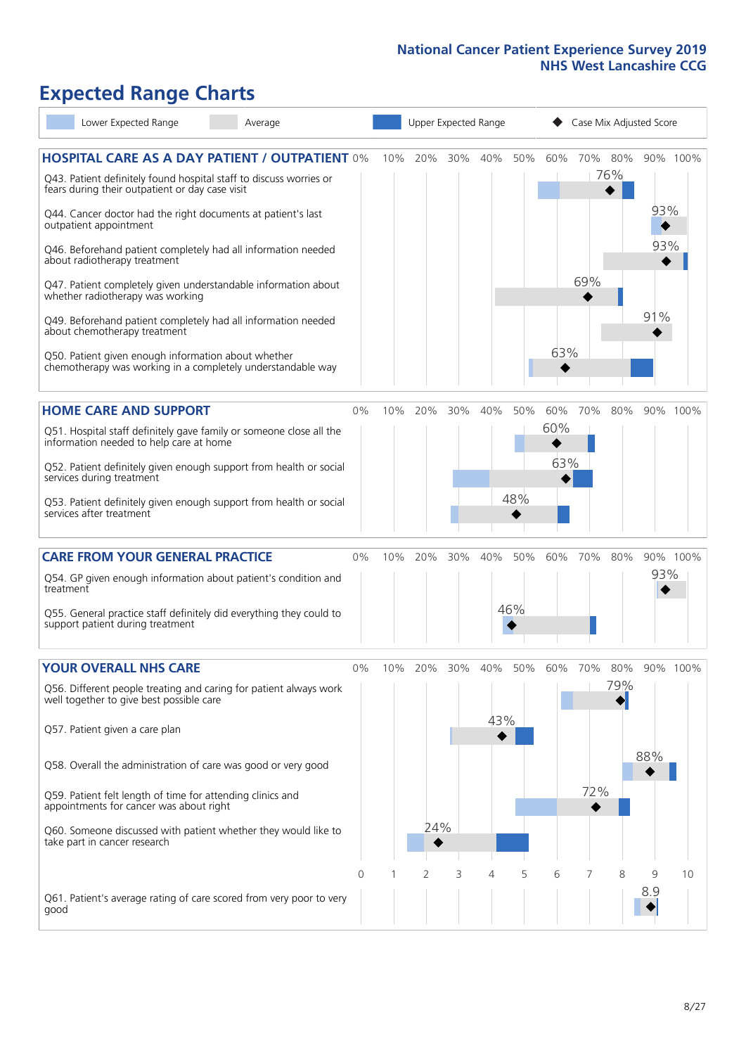# Expected Range Charts

Lower Expected Range | Average | Upper Expected Range | Case Mix Adjusted Score

## HOSPITAL CARE AS A DAY PATIENT / OUTPATIENT

| Question | Case Mix Adjusted Score |
|---|---|
| Q43. Patient definitely found hospital staff to discuss worries or fears during their outpatient or day case visit | 76% |
| Q44. Cancer doctor had the right documents at patient's last outpatient appointment | 93% |
| Q46. Beforehand patient completely had all information needed about radiotherapy treatment | 93% |
| Q47. Patient completely given understandable information about whether radiotherapy treatment was working | 69% |
| Q49. Beforehand patient completely had all information needed about chemotherapy treatment | 91% |
| Q50. Patient given enough information about whether chemotherapy was working in a completely understandable way | 63% |

## HOME CARE AND SUPPORT

| Question | Case Mix Adjusted Score |
|---|---|
| Q51. Hospital staff definitely gave family or someone close all the information needed to help care at home | 60% |
| Q52. Patient definitely given enough support from health or social services during treatment | 63% |
| Q53. Patient definitely given enough support from health or social services after treatment | 48% |

## CARE FROM YOUR GENERAL PRACTICE

| Question | Case Mix Adjusted Score |
|---|---|
| Q54. GP given enough information about patient's condition and treatment | 93% |
| Q55. General practice staff definitely did everything they could to support patient during treatment | 46% |

## YOUR OVERALL NHS CARE

| Question | Case Mix Adjusted Score |
|---|---|
| Q56. Different people treating and caring for patient always work well together to give best possible care | 79% |
| Q57. Patient given a care plan | 43% |
| Q58. Overall the administration of care was good or very good | 88% |
| Q59. Patient felt length of time for attending clinics and appointments for cancer was about right | 72% |
| Q60. Someone discussed with patient whether they would like to take part in cancer research | 24% |
| Q61. Patient's average rating of care scored from very poor to very good | 8.9 |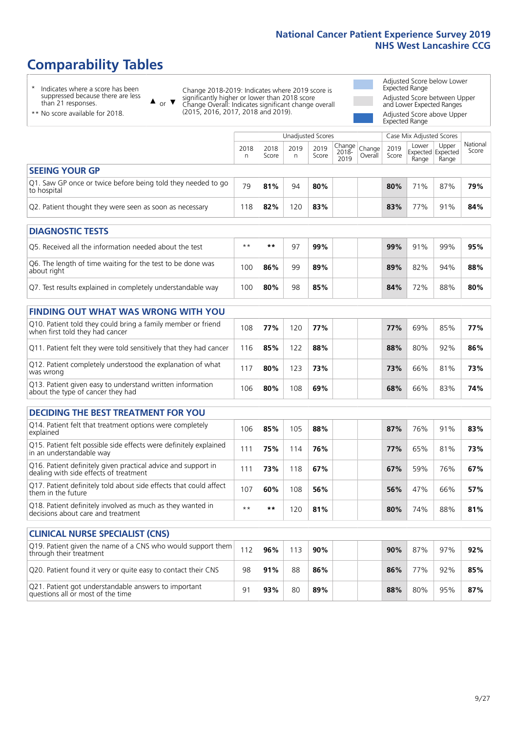# Comparability Tables

\* Indicates where a score has been suppressed because there are less than 21 responses.

\*\* No score available for 2018.

▲ or ▼ Change 2018-2019: Indicates where 2019 score is significantly higher or lower than 2018 score. Change Overall: Indicates significant change overall (2015, 2016, 2017, 2018 and 2019).

Adjusted Score below Lower Expected Range

Adjusted Score between Upper and Lower Expected Ranges

Adjusted Score above Upper Expected Range

| | Unadjusted Scores | | | | | | Case Mix Adjusted Scores | | | |
|---|---|---|---|---|---|---|---|---|---|---|
| | 2018 n | 2018 Score | 2019 n | 2019 Score | Change 2018-2019 | Change Overall | 2019 Score | Lower Expected Range | Upper Expected Range | National Score |
| **SEEING YOUR GP** | | | | | | | | | | |
| Q1. Saw GP once or twice before being told they needed to go to hospital | 79 | **81%** | 94 | **80%** | | | **80%** | 71% | 87% | **79%** |
| Q2. Patient thought they were seen as soon as necessary | 118 | **82%** | 120 | **83%** | | | **83%** | 77% | 91% | **84%** |
| **DIAGNOSTIC TESTS** | | | | | | | | | | |
| Q5. Received all the information needed about the test | ** | ** | 97 | **99%** | | | **99%** | 91% | 99% | **95%** |
| Q6. The length of time waiting for the test to be done was about right | 100 | **86%** | 99 | **89%** | | | **89%** | 82% | 94% | **88%** |
| Q7. Test results explained in completely understandable way | 100 | **80%** | 98 | **85%** | | | **84%** | 72% | 88% | **80%** |
| **FINDING OUT WHAT WAS WRONG WITH YOU** | | | | | | | | | | |
| Q10. Patient told they could bring a family member or friend when first told they had cancer | 108 | **77%** | 120 | **77%** | | | **77%** | 69% | 85% | **77%** |
| Q11. Patient felt they were told sensitively that they had cancer | 116 | **85%** | 122 | **88%** | | | **88%** | 80% | 92% | **86%** |
| Q12. Patient completely understood the explanation of what was wrong | 117 | **80%** | 123 | **73%** | | | **73%** | 66% | 81% | **73%** |
| Q13. Patient given easy to understand written information about the type of cancer they had | 106 | **80%** | 108 | **69%** | | | **68%** | 66% | 83% | **74%** |
| **DECIDING THE BEST TREATMENT FOR YOU** | | | | | | | | | | |
| Q14. Patient felt that treatment options were completely explained | 106 | **85%** | 105 | **88%** | | | **87%** | 76% | 91% | **83%** |
| Q15. Patient felt possible side effects were definitely explained in an understandable way | 111 | **75%** | 114 | **76%** | | | **77%** | 65% | 81% | **73%** |
| Q16. Patient definitely given practical advice and support in dealing with side effects of treatment | 111 | **73%** | 118 | **67%** | | | **67%** | 59% | 76% | **67%** |
| Q17. Patient definitely told about side effects that could affect them in the future | 107 | **60%** | 108 | **56%** | | | **56%** | 47% | 66% | **57%** |
| Q18. Patient definitely involved as much as they wanted in decisions about care and treatment | ** | ** | 120 | **81%** | | | **80%** | 74% | 88% | **81%** |
| **CLINICAL NURSE SPECIALIST (CNS)** | | | | | | | | | | |
| Q19. Patient given the name of a CNS who would support them through their treatment | 112 | **96%** | 113 | **90%** | | | **90%** | 87% | 97% | **92%** |
| Q20. Patient found it very or quite easy to contact their CNS | 98 | **91%** | 88 | **86%** | | | **86%** | 77% | 92% | **85%** |
| Q21. Patient got understandable answers to important questions all or most of the time | 91 | **93%** | 80 | **89%** | | | **88%** | 80% | 95% | **87%** |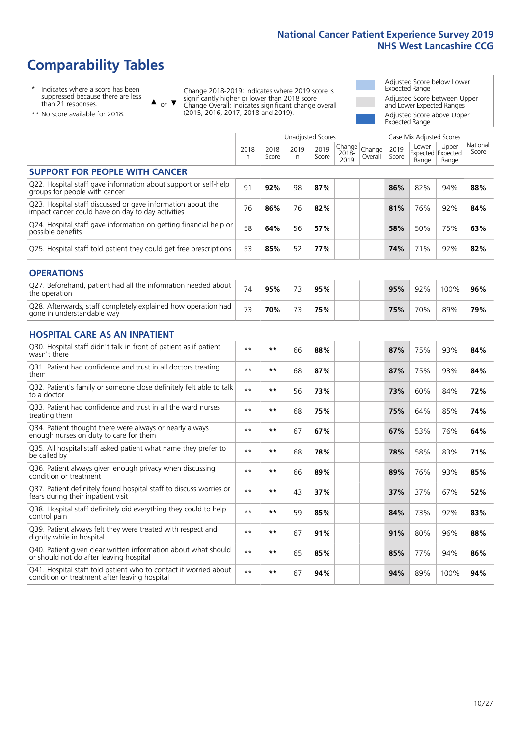# Comparability Tables

\* Indicates where a score has been suppressed because there are less than 21 responses.

** No score available for 2018.

▲ or ▼ Change 2018-2019: Indicates where 2019 score is significantly higher or lower than 2018 score. Change Overall: Indicates significant change overall (2015, 2016, 2017, 2018 and 2019).

Adjusted Score below Lower Expected Range

Adjusted Score between Upper and Lower Expected Ranges

Adjusted Score above Upper Expected Range

| | Unadjusted Scores | | | | | | Case Mix Adjusted Scores | | | |
|---|---|---|---|---|---|---|---|---|---|---|
| | 2018 n | 2018 Score | 2019 n | 2019 Score | Change 2018-2019 | Change Overall | 2019 Score | Lower Expected Range | Upper Expected Range | National Score |
| **SUPPORT FOR PEOPLE WITH CANCER** | | | | | | | | | | |
| Q22. Hospital staff gave information about support or self-help groups for people with cancer | 91 | **92%** | 98 | **87%** | | | **86%** | 82% | 94% | **88%** |
| Q23. Hospital staff discussed or gave information about the impact cancer could have on day to day activities | 76 | **86%** | 76 | **82%** | | | **81%** | 76% | 92% | **84%** |
| Q24. Hospital staff gave information on getting financial help or possible benefits | 58 | **64%** | 56 | **57%** | | | **58%** | 50% | 75% | **63%** |
| Q25. Hospital staff told patient they could get free prescriptions | 53 | **85%** | 52 | **77%** | | | **74%** | 71% | 92% | **82%** |
| **OPERATIONS** | | | | | | | | | | |
| Q27. Beforehand, patient had all the information needed about the operation | 74 | **95%** | 73 | **95%** | | | **95%** | 92% | 100% | **96%** |
| Q28. Afterwards, staff completely explained how operation had gone in understandable way | 73 | **70%** | 73 | **75%** | | | **75%** | 70% | 89% | **79%** |
| **HOSPITAL CARE AS AN INPATIENT** | | | | | | | | | | |
| Q30. Hospital staff didn't talk in front of patient as if patient wasn't there | ** | ** | 66 | **88%** | | | **87%** | 75% | 93% | **84%** |
| Q31. Patient had confidence and trust in all doctors treating them | ** | ** | 68 | **87%** | | | **87%** | 75% | 93% | **84%** |
| Q32. Patient's family or someone close definitely felt able to talk to a doctor | ** | ** | 56 | **73%** | | | **73%** | 60% | 84% | **72%** |
| Q33. Patient had confidence and trust in all the ward nurses treating them | ** | ** | 68 | **75%** | | | **75%** | 64% | 85% | **74%** |
| Q34. Patient thought there were always or nearly always enough nurses on duty to care for them | ** | ** | 67 | **67%** | | | **67%** | 53% | 76% | **64%** |
| Q35. All hospital staff asked patient what name they prefer to be called by | ** | ** | 68 | **78%** | | | **78%** | 58% | 83% | **71%** |
| Q36. Patient always given enough privacy when discussing condition or treatment | ** | ** | 66 | **89%** | | | **89%** | 76% | 93% | **85%** |
| Q37. Patient definitely found hospital staff to discuss worries or fears during their inpatient visit | ** | ** | 43 | **37%** | | | **37%** | 37% | 67% | **52%** |
| Q38. Hospital staff definitely did everything they could to help control pain | ** | ** | 59 | **85%** | | | **84%** | 73% | 92% | **83%** |
| Q39. Patient always felt they were treated with respect and dignity while in hospital | ** | ** | 67 | **91%** | | | **91%** | 80% | 96% | **88%** |
| Q40. Patient given clear written information about what should or should not do after leaving hospital | ** | ** | 65 | **85%** | | | **85%** | 77% | 94% | **86%** |
| Q41. Hospital staff told patient who to contact if worried about condition or treatment after leaving hospital | ** | ** | 67 | **94%** | | | **94%** | 89% | 100% | **94%** |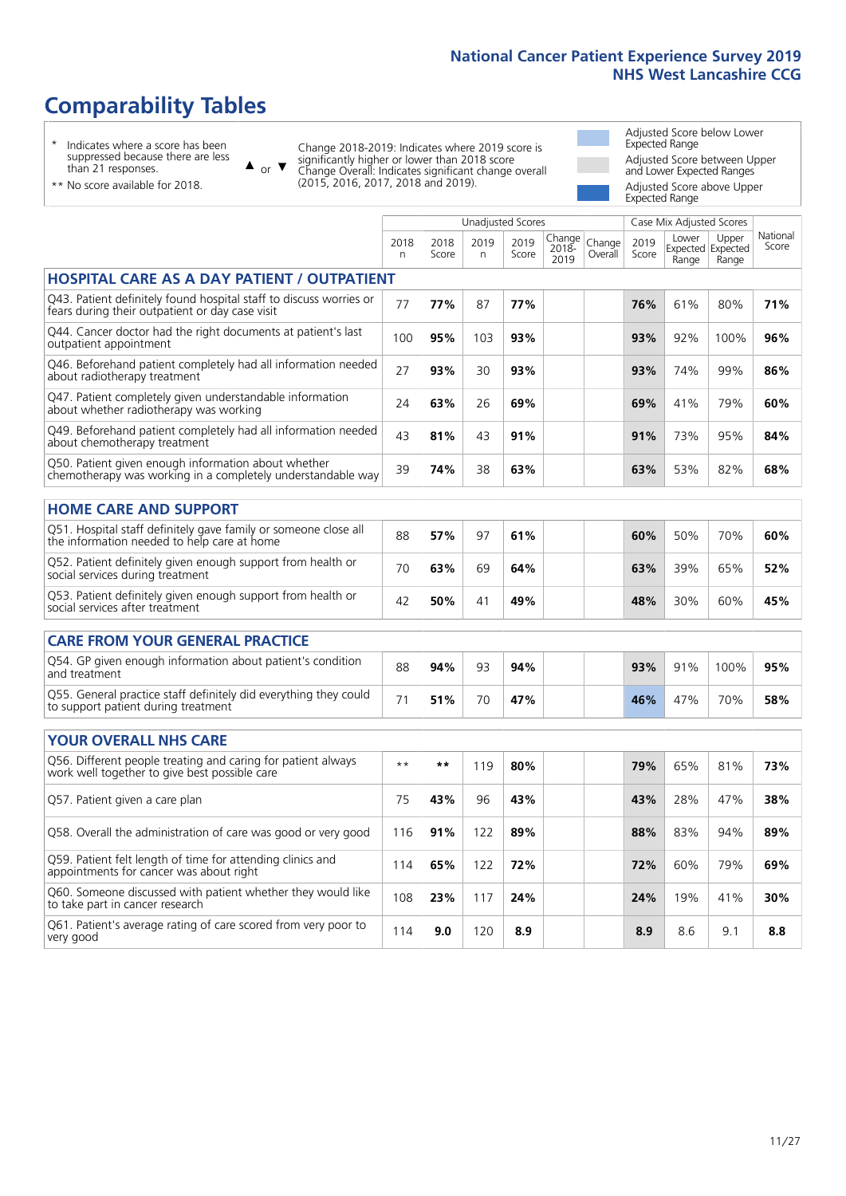# Comparability Tables

\* Indicates where a score has been suppressed because there are less than 21 responses.

\*\* No score available for 2018.

▲ or ▼ Change 2018-2019: Indicates where 2019 score is significantly higher or lower than 2018 score. Change Overall: Indicates significant change overall (2015, 2016, 2017, 2018 and 2019).

Adjusted Score below Lower Expected Range

Adjusted Score between Upper and Lower Expected Ranges

Adjusted Score above Upper Expected Range

| | Unadjusted Scores | | | | | | Case Mix Adjusted Scores | | | |
|---|---|---|---|---|---|---|---|---|---|---|
| | 2018 n | 2018 Score | 2019 n | 2019 Score | Change 2018-2019 | Change Overall | 2019 Score | Lower Expected Range | Upper Expected Range | National Score |
| **HOSPITAL CARE AS A DAY PATIENT / OUTPATIENT** | | | | | | | | | | |
| Q43. Patient definitely found hospital staff to discuss worries or fears during their outpatient or day case visit | 77 | **77%** | 87 | **77%** | | | **76%** | 61% | 80% | **71%** |
| Q44. Cancer doctor had the right documents at patient's last outpatient appointment | 100 | **95%** | 103 | **93%** | | | **93%** | 92% | 100% | **96%** |
| Q46. Beforehand patient completely had all information needed about radiotherapy treatment | 27 | **93%** | 30 | **93%** | | | **93%** | 74% | 99% | **86%** |
| Q47. Patient completely given understandable information about whether radiotherapy was working | 24 | **63%** | 26 | **69%** | | | **69%** | 41% | 79% | **60%** |
| Q49. Beforehand patient completely had all information needed about chemotherapy treatment | 43 | **81%** | 43 | **91%** | | | **91%** | 73% | 95% | **84%** |
| Q50. Patient given enough information about whether chemotherapy was working in a completely understandable way | 39 | **74%** | 38 | **63%** | | | **63%** | 53% | 82% | **68%** |
| **HOME CARE AND SUPPORT** | | | | | | | | | | |
| Q51. Hospital staff definitely gave family or someone close all the information needed to help care at home | 88 | **57%** | 97 | **61%** | | | **60%** | 50% | 70% | **60%** |
| Q52. Patient definitely given enough support from health or social services during treatment | 70 | **63%** | 69 | **64%** | | | **63%** | 39% | 65% | **52%** |
| Q53. Patient definitely given enough support from health or social services after treatment | 42 | **50%** | 41 | **49%** | | | **48%** | 30% | 60% | **45%** |
| **CARE FROM YOUR GENERAL PRACTICE** | | | | | | | | | | |
| Q54. GP given enough information about patient's condition and treatment | 88 | **94%** | 93 | **94%** | | | **93%** | 91% | 100% | **95%** |
| Q55. General practice staff definitely did everything they could to support patient during treatment | 71 | **51%** | 70 | **47%** | | | **46%** | 47% | 70% | **58%** |
| **YOUR OVERALL NHS CARE** | | | | | | | | | | |
| Q56. Different people treating and caring for patient always work well together to give best possible care | \*\* | **\*\*** | 119 | **80%** | | | **79%** | 65% | 81% | **73%** |
| Q57. Patient given a care plan | 75 | **43%** | 96 | **43%** | | | **43%** | 28% | 47% | **38%** |
| Q58. Overall the administration of care was good or very good | 116 | **91%** | 122 | **89%** | | | **88%** | 83% | 94% | **89%** |
| Q59. Patient felt length of time for attending clinics and appointments for cancer was about right | 114 | **65%** | 122 | **72%** | | | **72%** | 60% | 79% | **69%** |
| Q60. Someone discussed with patient whether they would like to take part in cancer research | 108 | **23%** | 117 | **24%** | | | **24%** | 19% | 41% | **30%** |
| Q61. Patient's average rating of care scored from very poor to very good | 114 | **9.0** | 120 | **8.9** | | | **8.9** | 8.6 | 9.1 | **8.8** |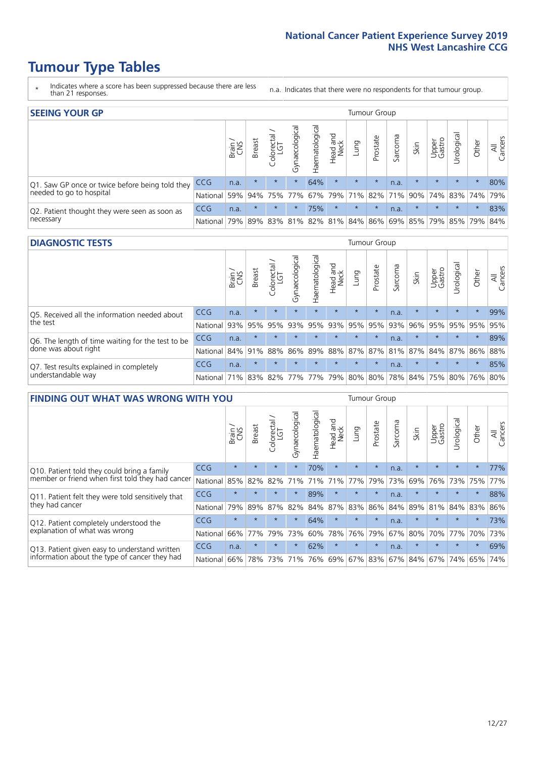# Tumour Type Tables

\* Indicates where a score has been suppressed because there are less than 21 responses.

n.a. Indicates that there were no respondents for that tumour group.

## SEEING YOUR GP

| | | Brain / CNS | Breast | Colorectal / LGT | Gynaecological | Haematological | Head and Neck | Lung | Prostate | Sarcoma | Skin | Upper Gastro | Urological | Other | All Cancers |
|---|---|---|---|---|---|---|---|---|---|---|---|---|---|---|---|
| Q1. Saw GP once or twice before being told they needed to go to hospital | CCG | n.a. | * | * | * | 64% | * | * | * | n.a. | * | * | * | * | 80% |
| | National | 59% | 94% | 75% | 77% | 67% | 79% | 71% | 82% | 71% | 90% | 74% | 83% | 74% | 79% |
| Q2. Patient thought they were seen as soon as necessary | CCG | n.a. | * | * | * | 75% | * | * | * | n.a. | * | * | * | * | 83% |
| | National | 79% | 89% | 83% | 81% | 82% | 81% | 84% | 86% | 69% | 85% | 79% | 85% | 79% | 84% |

## DIAGNOSTIC TESTS

| | | Brain / CNS | Breast | Colorectal / LGT | Gynaecological | Haematological | Head and Neck | Lung | Prostate | Sarcoma | Skin | Upper Gastro | Urological | Other | All Cancers |
|---|---|---|---|---|---|---|---|---|---|---|---|---|---|---|---|
| Q5. Received all the information needed about the test | CCG | n.a. | * | * | * | * | * | * | * | n.a. | * | * | * | * | 99% |
| | National | 93% | 95% | 95% | 93% | 95% | 93% | 95% | 95% | 93% | 96% | 95% | 95% | 95% | 95% |
| Q6. The length of time waiting for the test to be done was about right | CCG | n.a. | * | * | * | * | * | * | * | n.a. | * | * | * | * | 89% |
| | National | 84% | 91% | 88% | 86% | 89% | 88% | 87% | 87% | 81% | 87% | 84% | 87% | 86% | 88% |
| Q7. Test results explained in completely understandable way | CCG | n.a. | * | * | * | * | * | * | * | n.a. | * | * | * | * | 85% |
| | National | 71% | 83% | 82% | 77% | 77% | 79% | 80% | 80% | 78% | 84% | 75% | 80% | 76% | 80% |

## FINDING OUT WHAT WAS WRONG WITH YOU

| | | Brain / CNS | Breast | Colorectal / LGT | Gynaecological | Haematological | Head and Neck | Lung | Prostate | Sarcoma | Skin | Upper Gastro | Urological | Other | All Cancers |
|---|---|---|---|---|---|---|---|---|---|---|---|---|---|---|---|
| Q10. Patient told they could bring a family member or friend when first told they had cancer | CCG | * | * | * | * | 70% | * | * | * | n.a. | * | * | * | * | 77% |
| | National | 85% | 82% | 82% | 71% | 71% | 71% | 77% | 79% | 73% | 69% | 76% | 73% | 75% | 77% |
| Q11. Patient felt they were told sensitively that they had cancer | CCG | * | * | * | * | 89% | * | * | * | n.a. | * | * | * | * | 88% |
| | National | 79% | 89% | 87% | 82% | 84% | 87% | 83% | 86% | 84% | 89% | 81% | 84% | 83% | 86% |
| Q12. Patient completely understood the explanation of what was wrong | CCG | * | * | * | * | 64% | * | * | * | n.a. | * | * | * | * | 73% |
| | National | 66% | 77% | 79% | 73% | 60% | 78% | 76% | 79% | 67% | 80% | 70% | 77% | 70% | 73% |
| Q13. Patient given easy to understand written information about the type of cancer they had | CCG | n.a. | * | * | * | 62% | * | * | * | n.a. | * | * | * | * | 69% |
| | National | 66% | 78% | 73% | 71% | 76% | 69% | 67% | 83% | 67% | 84% | 67% | 74% | 65% | 74% |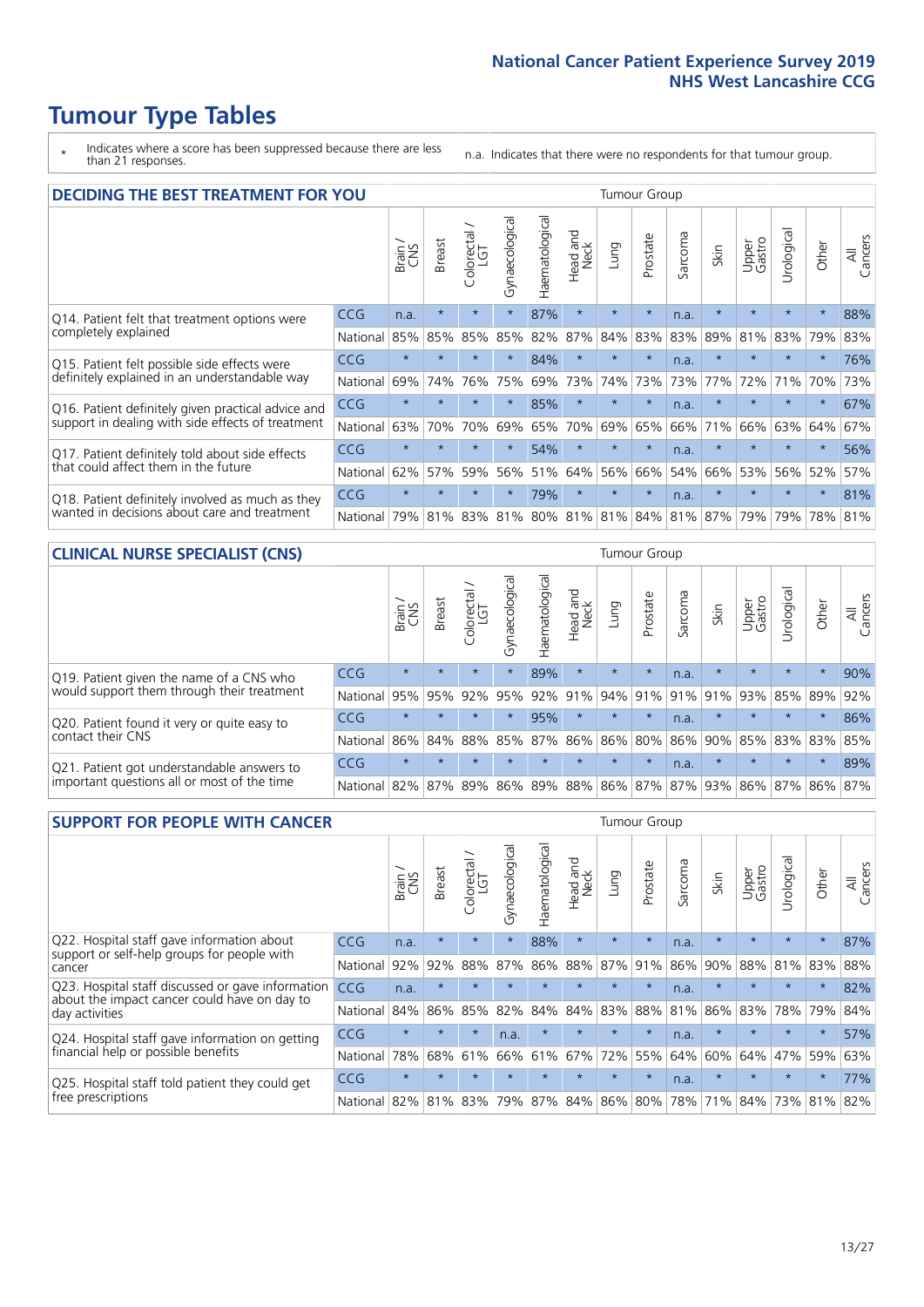# Tumour Type Tables

\* Indicates where a score has been suppressed because there are less than 21 responses.

n.a. Indicates that there were no respondents for that tumour group.

## DECIDING THE BEST TREATMENT FOR YOU

| | | Brain / CNS | Breast | Colorectal / LGT | Gynaecological | Haematological | Head and Neck | Lung | Prostate | Sarcoma | Skin | Upper Gastro | Urological | Other | All Cancers |
|---|---|---|---|---|---|---|---|---|---|---|---|---|---|---|---|
| Q14. Patient felt that treatment options were completely explained | CCG | n.a. | * | * | * | 87% | * | * | * | n.a. | * | * | * | * | 88% |
| | National | 85% | 85% | 85% | 85% | 82% | 87% | 84% | 83% | 83% | 89% | 81% | 83% | 79% | 83% |
| Q15. Patient felt possible side effects were definitely explained in an understandable way | CCG | * | * | * | * | 84% | * | * | * | n.a. | * | * | * | * | 76% |
| | National | 69% | 74% | 76% | 75% | 69% | 73% | 74% | 73% | 73% | 77% | 72% | 71% | 70% | 73% |
| Q16. Patient definitely given practical advice and support in dealing with side effects of treatment | CCG | * | * | * | * | 85% | * | * | * | n.a. | * | * | * | * | 67% |
| | National | 63% | 70% | 70% | 69% | 65% | 70% | 69% | 65% | 66% | 71% | 66% | 63% | 64% | 67% |
| Q17. Patient definitely told about side effects that could affect them in the future | CCG | * | * | * | * | 54% | * | * | * | n.a. | * | * | * | * | 56% |
| | National | 62% | 57% | 59% | 56% | 51% | 64% | 56% | 66% | 54% | 66% | 53% | 56% | 52% | 57% |
| Q18. Patient definitely involved as much as they wanted in decisions about care and treatment | CCG | * | * | * | * | 79% | * | * | * | n.a. | * | * | * | * | 81% |
| | National | 79% | 81% | 83% | 81% | 80% | 81% | 81% | 84% | 81% | 87% | 79% | 79% | 78% | 81% |

## CLINICAL NURSE SPECIALIST (CNS)

| | | Brain / CNS | Breast | Colorectal / LGT | Gynaecological | Haematological | Head and Neck | Lung | Prostate | Sarcoma | Skin | Upper Gastro | Urological | Other | All Cancers |
|---|---|---|---|---|---|---|---|---|---|---|---|---|---|---|---|
| Q19. Patient given the name of a CNS who would support them through their treatment | CCG | * | * | * | * | 89% | * | * | * | n.a. | * | * | * | * | 90% |
| | National | 95% | 95% | 92% | 95% | 92% | 91% | 94% | 91% | 91% | 91% | 93% | 85% | 89% | 92% |
| Q20. Patient found it very or quite easy to contact their CNS | CCG | * | * | * | * | 95% | * | * | * | n.a. | * | * | * | * | 86% |
| | National | 86% | 84% | 88% | 85% | 87% | 86% | 86% | 80% | 86% | 90% | 85% | 83% | 83% | 85% |
| Q21. Patient got understandable answers to important questions all or most of the time | CCG | * | * | * | * | * | * | * | * | n.a. | * | * | * | * | 89% |
| | National | 82% | 87% | 89% | 86% | 89% | 88% | 86% | 87% | 87% | 93% | 86% | 87% | 86% | 87% |

## SUPPORT FOR PEOPLE WITH CANCER

| | | Brain / CNS | Breast | Colorectal / LGT | Gynaecological | Haematological | Head and Neck | Lung | Prostate | Sarcoma | Skin | Upper Gastro | Urological | Other | All Cancers |
|---|---|---|---|---|---|---|---|---|---|---|---|---|---|---|---|
| Q22. Hospital staff gave information about support or self-help groups for people with cancer | CCG | n.a. | * | * | * | 88% | * | * | * | n.a. | * | * | * | * | 87% |
| | National | 92% | 92% | 88% | 87% | 86% | 88% | 87% | 91% | 86% | 90% | 88% | 81% | 83% | 88% |
| Q23. Hospital staff discussed or gave information about the impact cancer could have on day to day activities | CCG | n.a. | * | * | * | * | * | * | * | n.a. | * | * | * | * | 82% |
| | National | 84% | 86% | 85% | 82% | 84% | 84% | 83% | 88% | 81% | 86% | 83% | 78% | 79% | 84% |
| Q24. Hospital staff gave information on getting financial help or possible benefits | CCG | * | * | * | n.a. | * | * | * | * | n.a. | * | * | * | * | 57% |
| | National | 78% | 68% | 61% | 66% | 61% | 67% | 72% | 55% | 64% | 60% | 64% | 47% | 59% | 63% |
| Q25. Hospital staff told patient they could get free prescriptions | CCG | * | * | * | * | * | * | * | * | n.a. | * | * | * | * | 77% |
| | National | 82% | 81% | 83% | 79% | 87% | 84% | 86% | 80% | 78% | 71% | 84% | 73% | 81% | 82% |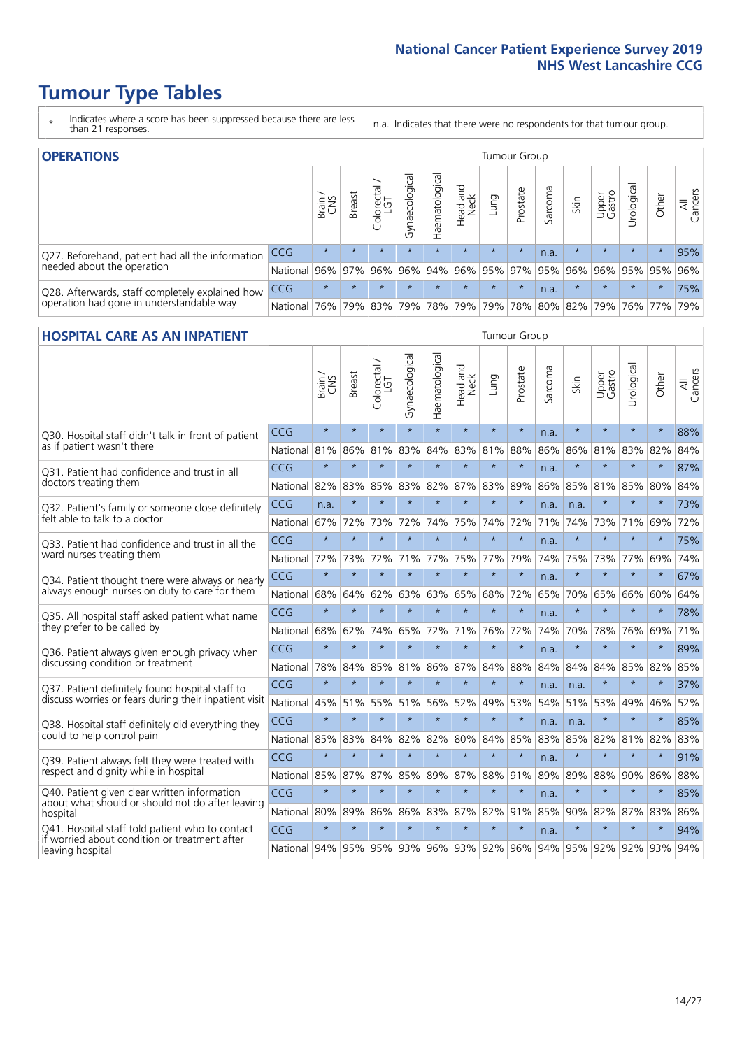# Tumour Type Tables

\* Indicates where a score has been suppressed because there are less than 21 responses.

n.a. Indicates that there were no respondents for that tumour group.

## OPERATIONS

| | | Brain / CNS | Breast | Colorectal / LGT | Gynaecological | Haematological | Head and Neck | Lung | Prostate | Sarcoma | Skin | Upper Gastro | Urological | Other | All Cancers |
|---|---|---|---|---|---|---|---|---|---|---|---|---|---|---|---|
| Q27. Beforehand, patient had all the information needed about the operation | CCG | * | * | * | * | * | * | * | * | n.a. | * | * | * | * | 95% |
| | National | 96% | 97% | 96% | 96% | 94% | 96% | 95% | 97% | 95% | 96% | 96% | 95% | 95% | 96% |
| Q28. Afterwards, staff completely explained how operation had gone in understandable way | CCG | * | * | * | * | * | * | * | * | n.a. | * | * | * | * | 75% |
| | National | 76% | 79% | 83% | 79% | 78% | 79% | 79% | 78% | 80% | 82% | 79% | 76% | 77% | 79% |

## HOSPITAL CARE AS AN INPATIENT

| | | Brain / CNS | Breast | Colorectal / LGT | Gynaecological | Haematological | Head and Neck | Lung | Prostate | Sarcoma | Skin | Upper Gastro | Urological | Other | All Cancers |
|---|---|---|---|---|---|---|---|---|---|---|---|---|---|---|---|
| Q30. Hospital staff didn't talk in front of patient as if patient wasn't there | CCG | * | * | * | * | * | * | * | * | n.a. | * | * | * | * | 88% |
| | National | 81% | 86% | 81% | 83% | 84% | 83% | 81% | 88% | 86% | 86% | 81% | 83% | 82% | 84% |
| Q31. Patient had confidence and trust in all doctors treating them | CCG | * | * | * | * | * | * | * | * | n.a. | * | * | * | * | 87% |
| | National | 82% | 83% | 85% | 83% | 82% | 87% | 83% | 89% | 86% | 85% | 81% | 85% | 80% | 84% |
| Q32. Patient's family or someone close definitely felt able to talk to a doctor | CCG | n.a. | * | * | * | * | * | * | * | n.a. | n.a. | * | * | * | 73% |
| | National | 67% | 72% | 73% | 72% | 74% | 75% | 74% | 72% | 71% | 74% | 73% | 71% | 69% | 72% |
| Q33. Patient had confidence and trust in all the ward nurses treating them | CCG | * | * | * | * | * | * | * | * | n.a. | * | * | * | * | 75% |
| | National | 72% | 73% | 72% | 71% | 77% | 75% | 77% | 79% | 74% | 75% | 73% | 77% | 69% | 74% |
| Q34. Patient thought there were always or nearly always enough nurses on duty to care for them | CCG | * | * | * | * | * | * | * | * | n.a. | * | * | * | * | 67% |
| | National | 68% | 64% | 62% | 63% | 63% | 65% | 68% | 72% | 65% | 70% | 65% | 66% | 60% | 64% |
| Q35. All hospital staff asked patient what name they prefer to be called by | CCG | * | * | * | * | * | * | * | * | n.a. | * | * | * | * | 78% |
| | National | 68% | 62% | 74% | 65% | 72% | 71% | 76% | 72% | 74% | 70% | 78% | 76% | 69% | 71% |
| Q36. Patient always given enough privacy when discussing condition or treatment | CCG | * | * | * | * | * | * | * | * | n.a. | * | * | * | * | 89% |
| | National | 78% | 84% | 85% | 81% | 86% | 87% | 84% | 88% | 84% | 84% | 84% | 85% | 82% | 85% |
| Q37. Patient definitely found hospital staff to discuss worries or fears during their inpatient visit | CCG | * | * | * | * | * | * | * | * | n.a. | n.a. | * | * | * | 37% |
| | National | 45% | 51% | 55% | 51% | 56% | 52% | 49% | 53% | 54% | 51% | 53% | 49% | 46% | 52% |
| Q38. Hospital staff definitely did everything they could to help control pain | CCG | * | * | * | * | * | * | * | * | n.a. | n.a. | * | * | * | 85% |
| | National | 85% | 83% | 84% | 82% | 82% | 80% | 84% | 85% | 83% | 85% | 82% | 81% | 82% | 83% |
| Q39. Patient always felt they were treated with respect and dignity while in hospital | CCG | * | * | * | * | * | * | * | * | n.a. | * | * | * | * | 91% |
| | National | 85% | 87% | 87% | 85% | 89% | 87% | 88% | 91% | 89% | 89% | 88% | 90% | 86% | 88% |
| Q40. Patient given clear written information about what should or should not do after leaving hospital | CCG | * | * | * | * | * | * | * | * | n.a. | * | * | * | * | 85% |
| | National | 80% | 89% | 86% | 86% | 83% | 87% | 82% | 91% | 85% | 90% | 82% | 87% | 83% | 86% |
| Q41. Hospital staff told patient who to contact if worried about condition or treatment after leaving hospital | CCG | * | * | * | * | * | * | * | * | n.a. | * | * | * | * | 94% |
| | National | 94% | 95% | 95% | 93% | 96% | 93% | 92% | 96% | 94% | 95% | 92% | 92% | 93% | 94% |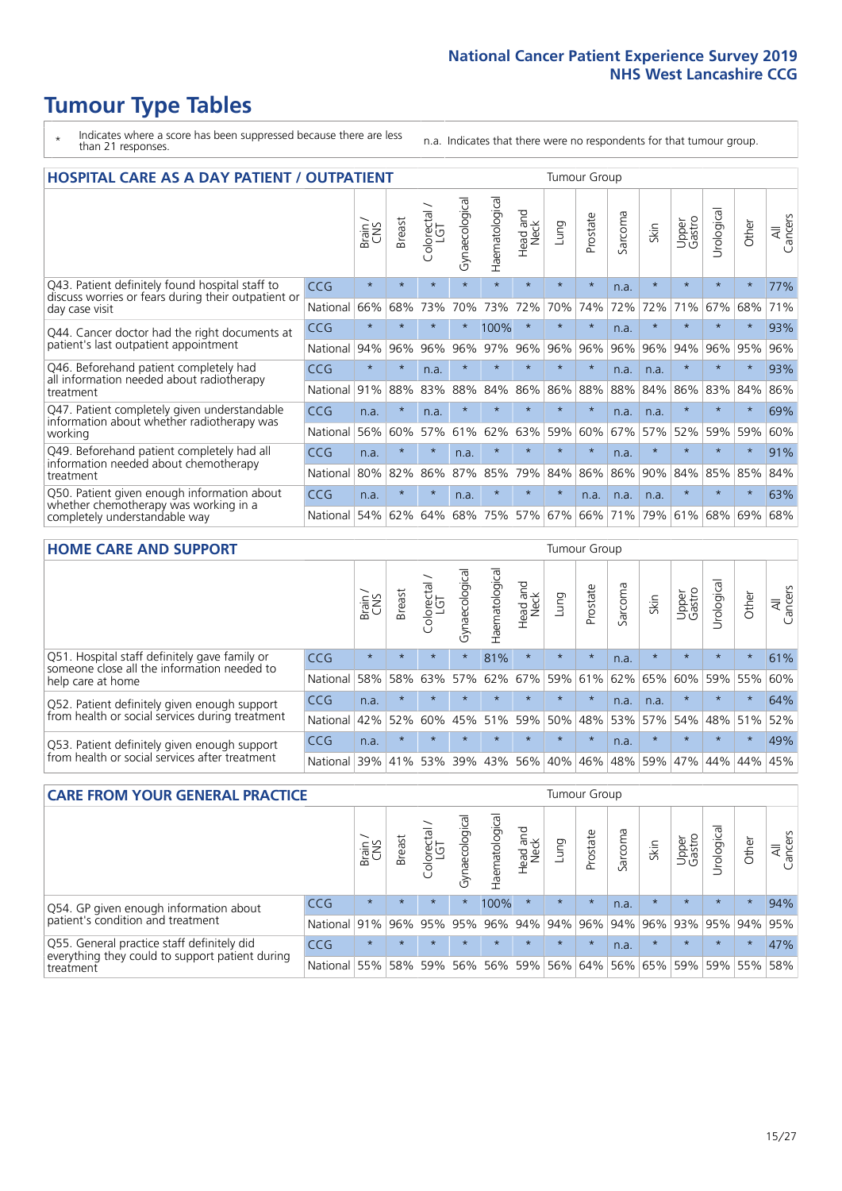# Tumour Type Tables

- \* Indicates where a score has been suppressed because there are less than 21 responses.
- n.a. Indicates that there were no respondents for that tumour group.

## HOSPITAL CARE AS A DAY PATIENT / OUTPATIENT

| | | Brain / CNS | Breast | Colorectal / LGT | Gynaecological | Haematological | Head and Neck | Lung | Prostate | Sarcoma | Skin | Upper Gastro | Urological | Other | All Cancers |
|---|---|---|---|---|---|---|---|---|---|---|---|---|---|---|---|
| Q43. Patient definitely found hospital staff to discuss worries or fears during their outpatient or day case visit | CCG | * | * | * | * | * | * | * | * | n.a. | * | * | * | * | 77% |
| | National | 66% | 68% | 73% | 70% | 73% | 72% | 70% | 74% | 72% | 72% | 71% | 67% | 68% | 71% |
| Q44. Cancer doctor had the right documents at patient's last outpatient appointment | CCG | * | * | * | * | 100% | * | * | * | n.a. | * | * | * | * | 93% |
| | National | 94% | 96% | 96% | 96% | 97% | 96% | 96% | 96% | 96% | 96% | 94% | 96% | 95% | 96% |
| Q46. Beforehand patient completely had all information needed about radiotherapy treatment | CCG | * | * | n.a. | * | * | * | * | * | n.a. | n.a. | * | * | * | 93% |
| | National | 91% | 88% | 83% | 88% | 84% | 86% | 86% | 88% | 88% | 84% | 86% | 83% | 84% | 86% |
| Q47. Patient completely given understandable information about whether radiotherapy was working | CCG | n.a. | * | n.a. | * | * | * | * | * | n.a. | n.a. | * | * | * | 69% |
| | National | 56% | 60% | 57% | 61% | 62% | 63% | 59% | 60% | 67% | 57% | 52% | 59% | 59% | 60% |
| Q49. Beforehand patient completely had all information needed about chemotherapy treatment | CCG | n.a. | * | * | n.a. | * | * | * | * | n.a. | * | * | * | * | 91% |
| | National | 80% | 82% | 86% | 87% | 85% | 79% | 84% | 86% | 86% | 90% | 84% | 85% | 85% | 84% |
| Q50. Patient given enough information about whether chemotherapy was working in a completely understandable way | CCG | n.a. | * | * | n.a. | * | * | * | n.a. | n.a. | n.a. | * | * | * | 63% |
| | National | 54% | 62% | 64% | 68% | 75% | 57% | 67% | 66% | 71% | 79% | 61% | 68% | 69% | 68% |

## HOME CARE AND SUPPORT

| | | Brain / CNS | Breast | Colorectal / LGT | Gynaecological | Haematological | Head and Neck | Lung | Prostate | Sarcoma | Skin | Upper Gastro | Urological | Other | All Cancers |
|---|---|---|---|---|---|---|---|---|---|---|---|---|---|---|---|
| Q51. Hospital staff definitely gave family or someone close all the information needed to help care at home | CCG | * | * | * | * | 81% | * | * | * | n.a. | * | * | * | * | 61% |
| | National | 58% | 58% | 63% | 57% | 62% | 67% | 59% | 61% | 62% | 65% | 60% | 59% | 55% | 60% |
| Q52. Patient definitely given enough support from health or social services during treatment | CCG | n.a. | * | * | * | * | * | * | * | n.a. | n.a. | * | * | * | 64% |
| | National | 42% | 52% | 60% | 45% | 51% | 59% | 50% | 48% | 53% | 57% | 54% | 48% | 51% | 52% |
| Q53. Patient definitely given enough support from health or social services after treatment | CCG | n.a. | * | * | * | * | * | * | * | n.a. | * | * | * | * | 49% |
| | National | 39% | 41% | 53% | 39% | 43% | 56% | 40% | 46% | 48% | 59% | 47% | 44% | 44% | 45% |

## CARE FROM YOUR GENERAL PRACTICE

| | | Brain / CNS | Breast | Colorectal / LGT | Gynaecological | Haematological | Head and Neck | Lung | Prostate | Sarcoma | Skin | Upper Gastro | Urological | Other | All Cancers |
|---|---|---|---|---|---|---|---|---|---|---|---|---|---|---|---|
| Q54. GP given enough information about patient's condition and treatment | CCG | * | * | * | * | 100% | * | * | * | n.a. | * | * | * | * | 94% |
| | National | 91% | 96% | 95% | 95% | 96% | 94% | 94% | 96% | 94% | 96% | 93% | 95% | 94% | 95% |
| Q55. General practice staff definitely did everything they could to support patient during treatment | CCG | * | * | * | * | * | * | * | * | n.a. | * | * | * | * | 47% |
| | National | 55% | 58% | 59% | 56% | 56% | 59% | 56% | 64% | 56% | 65% | 59% | 59% | 55% | 58% |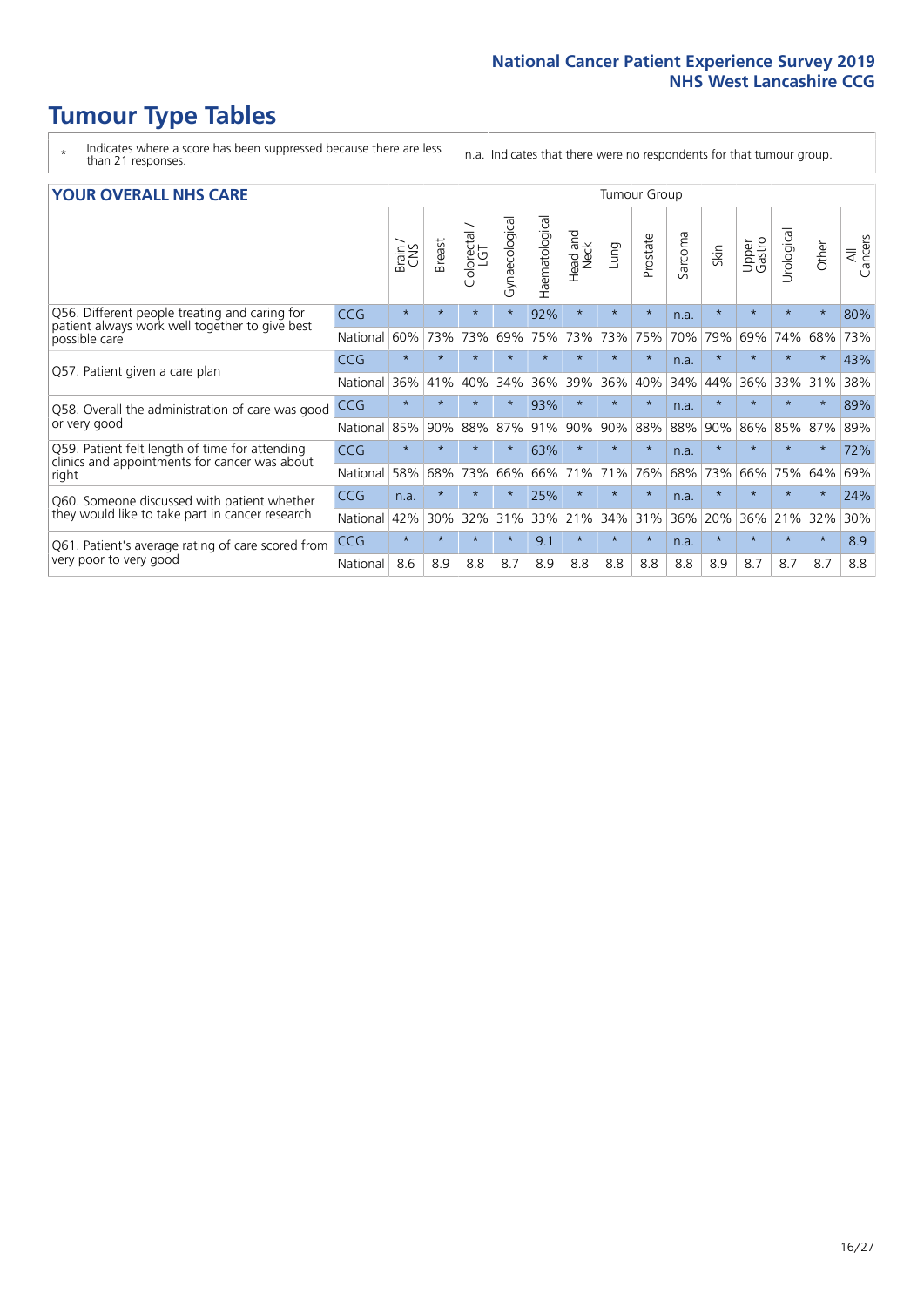# Tumour Type Tables

\* Indicates where a score has been suppressed because there are less than 21 responses.

n.a. Indicates that there were no respondents for that tumour group.

## YOUR OVERALL NHS CARE

| | | Brain / CNS | Breast | Colorectal / LGT | Gynaecological | Haematological | Head and Neck | Lung | Prostate | Sarcoma | Skin | Upper Gastro | Urological | Other | All Cancers |
|---|---|---|---|---|---|---|---|---|---|---|---|---|---|---|---|
| Q56. Different people treating and caring for patient always work well together to give best possible care | CCG | * | * | * | * | 92% | * | * | * | n.a. | * | * | * | * | 80% |
| | National | 60% | 73% | 73% | 69% | 75% | 73% | 73% | 75% | 70% | 79% | 69% | 74% | 68% | 73% |
| Q57. Patient given a care plan | CCG | * | * | * | * | * | * | * | * | n.a. | * | * | * | * | 43% |
| | National | 36% | 41% | 40% | 34% | 36% | 39% | 36% | 40% | 34% | 44% | 36% | 33% | 31% | 38% |
| Q58. Overall the administration of care was good or very good | CCG | * | * | * | * | 93% | * | * | * | n.a. | * | * | * | * | 89% |
| | National | 85% | 90% | 88% | 87% | 91% | 90% | 90% | 88% | 88% | 90% | 86% | 85% | 87% | 89% |
| Q59. Patient felt length of time for attending clinics and appointments for cancer was about right | CCG | * | * | * | * | 63% | * | * | * | n.a. | * | * | * | * | 72% |
| | National | 58% | 68% | 73% | 66% | 66% | 71% | 71% | 76% | 68% | 73% | 66% | 75% | 64% | 69% |
| Q60. Someone discussed with patient whether they would like to take part in cancer research | CCG | n.a. | * | * | * | 25% | * | * | * | n.a. | * | * | * | * | 24% |
| | National | 42% | 30% | 32% | 31% | 33% | 21% | 34% | 31% | 36% | 20% | 36% | 21% | 32% | 30% |
| Q61. Patient's average rating of care scored from very poor to very good | CCG | * | * | * | * | 9.1 | * | * | * | n.a. | * | * | * | * | 8.9 |
| | National | 8.6 | 8.9 | 8.8 | 8.7 | 8.9 | 8.8 | 8.8 | 8.8 | 8.8 | 8.9 | 8.7 | 8.7 | 8.7 | 8.8 |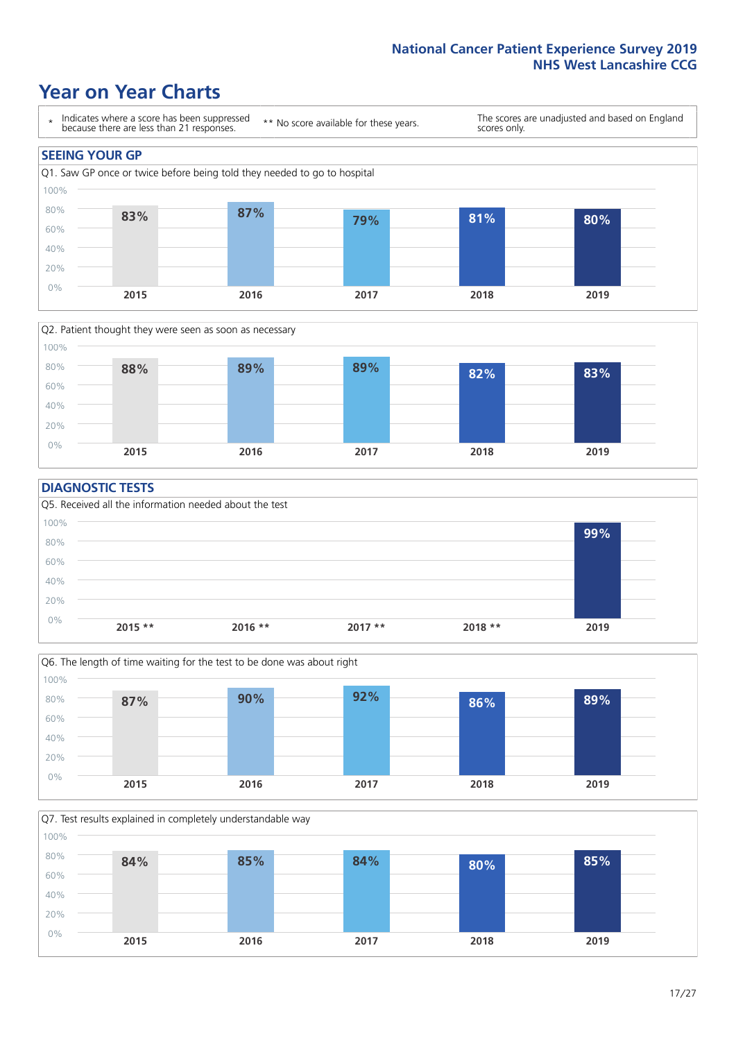# Year on Year Charts

| * Indicates where a score has been suppressed because there are less than 21 responses. | ** No score available for these years. | The scores are unadjusted and based on England scores only. |
|---|---|---|

## SEEING YOUR GP

Q1. Saw GP once or twice before being told they needed to go to hospital

| 2015 | 2016 | 2017 | 2018 | 2019 |
|---|---|---|---|---|
| 83% | 87% | 79% | 81% | 80% |

Q2. Patient thought they were seen as soon as necessary

| 2015 | 2016 | 2017 | 2018 | 2019 |
|---|---|---|---|---|
| 88% | 89% | 89% | 82% | 83% |

## DIAGNOSTIC TESTS

Q5. Received all the information needed about the test

| 2015 ** | 2016 ** | 2017 ** | 2018 ** | 2019 |
|---|---|---|---|---|
| | | | | 99% |

Q6. The length of time waiting for the test to be done was about right

| 2015 | 2016 | 2017 | 2018 | 2019 |
|---|---|---|---|---|
| 87% | 90% | 92% | 86% | 89% |

Q7. Test results explained in completely understandable way

| 2015 | 2016 | 2017 | 2018 | 2019 |
|---|---|---|---|---|
| 84% | 85% | 84% | 80% | 85% |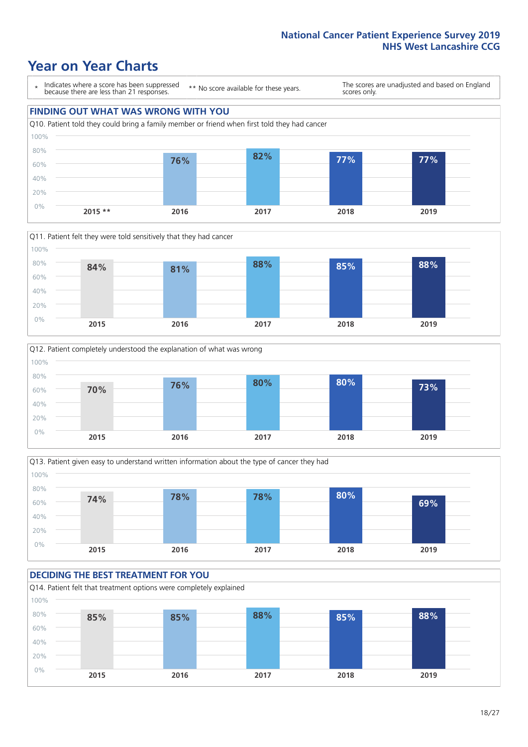# Year on Year Charts

\* Indicates where a score has been suppressed because there are less than 21 responses.

** No score available for these years.

The scores are unadjusted and based on England scores only.

## FINDING OUT WHAT WAS WRONG WITH YOU

Q10. Patient told they could bring a family member or friend when first told they had cancer

| 2015 ** | 2016 | 2017 | 2018 | 2019 |
|---|---|---|---|---|
| | 76% | 82% | 77% | 77% |

Q11. Patient felt they were told sensitively that they had cancer

| 2015 | 2016 | 2017 | 2018 | 2019 |
|---|---|---|---|---|
| 84% | 81% | 88% | 85% | 88% |

Q12. Patient completely understood the explanation of what was wrong

| 2015 | 2016 | 2017 | 2018 | 2019 |
|---|---|---|---|---|
| 70% | 76% | 80% | 80% | 73% |

Q13. Patient given easy to understand written information about the type of cancer they had

| 2015 | 2016 | 2017 | 2018 | 2019 |
|---|---|---|---|---|
| 74% | 78% | 78% | 80% | 69% |

## DECIDING THE BEST TREATMENT FOR YOU

Q14. Patient felt that treatment options were completely explained

| 2015 | 2016 | 2017 | 2018 | 2019 |
|---|---|---|---|---|
| 85% | 85% | 88% | 85% | 88% |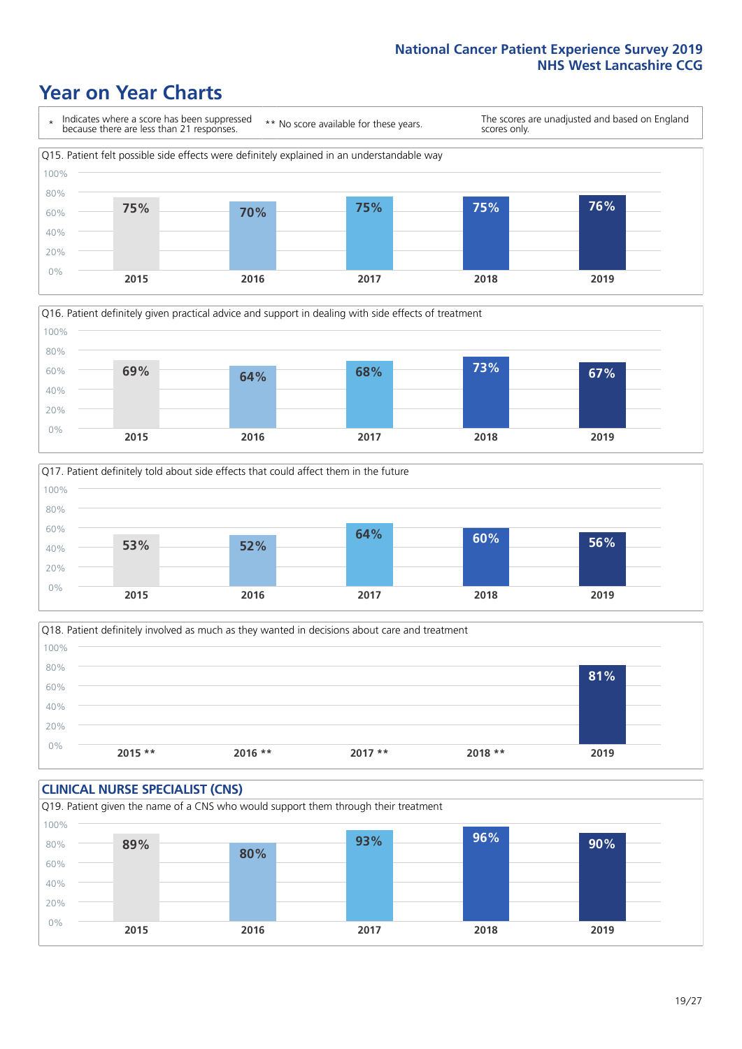# Year on Year Charts

\* Indicates where a score has been suppressed because there are less than 21 responses.

** No score available for these years.

The scores are unadjusted and based on England scores only.

Q15. Patient felt possible side effects were definitely explained in an understandable way

| 2015 | 2016 | 2017 | 2018 | 2019 |
|---|---|---|---|---|
| 75% | 70% | 75% | 75% | 76% |

Q16. Patient definitely given practical advice and support in dealing with side effects of treatment

| 2015 | 2016 | 2017 | 2018 | 2019 |
|---|---|---|---|---|
| 69% | 64% | 68% | 73% | 67% |

Q17. Patient definitely told about side effects that could affect them in the future

| 2015 | 2016 | 2017 | 2018 | 2019 |
|---|---|---|---|---|
| 53% | 52% | 64% | 60% | 56% |

Q18. Patient definitely involved as much as they wanted in decisions about care and treatment

| 2015 ** | 2016 ** | 2017 ** | 2018 ** | 2019 |
|---|---|---|---|---|
| | | | | 81% |

## CLINICAL NURSE SPECIALIST (CNS)

Q19. Patient given the name of a CNS who would support them through their treatment

| 2015 | 2016 | 2017 | 2018 | 2019 |
|---|---|---|---|---|
| 89% | 80% | 93% | 96% | 90% |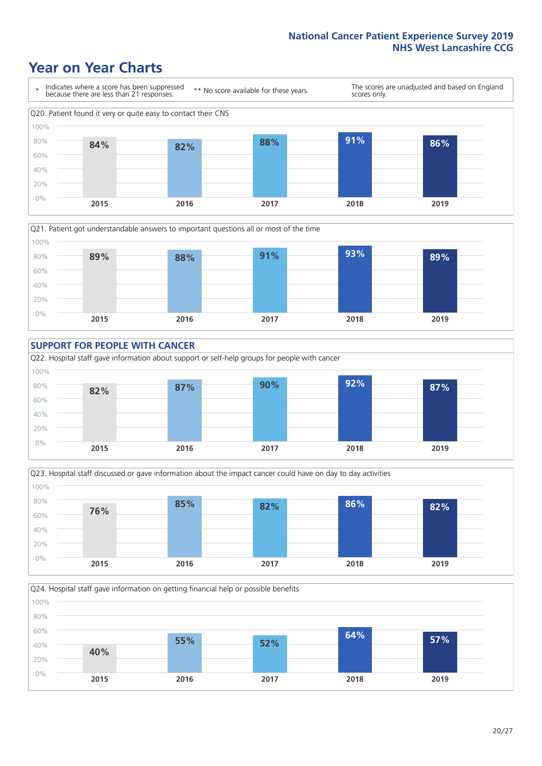# Year on Year Charts

\* Indicates where a score has been suppressed because there are less than 21 responses.

\*\* No score available for these years.

The scores are unadjusted and based on England scores only.

Q20. Patient found it very or quite easy to contact their CNS

| 2015 | 2016 | 2017 | 2018 | 2019 |
|---|---|---|---|---|
| 84% | 82% | 88% | 91% | 86% |

Q21. Patient got understandable answers to important questions all or most of the time

| 2015 | 2016 | 2017 | 2018 | 2019 |
|---|---|---|---|---|
| 89% | 88% | 91% | 93% | 89% |

## SUPPORT FOR PEOPLE WITH CANCER

Q22. Hospital staff gave information about support or self-help groups for people with cancer

| 2015 | 2016 | 2017 | 2018 | 2019 |
|---|---|---|---|---|
| 82% | 87% | 90% | 92% | 87% |

Q23. Hospital staff discussed or gave information about the impact cancer could have on day to day activities

| 2015 | 2016 | 2017 | 2018 | 2019 |
|---|---|---|---|---|
| 76% | 85% | 82% | 86% | 82% |

Q24. Hospital staff gave information on getting financial help or possible benefits

| 2015 | 2016 | 2017 | 2018 | 2019 |
|---|---|---|---|---|
| 40% | 55% | 52% | 64% | 57% |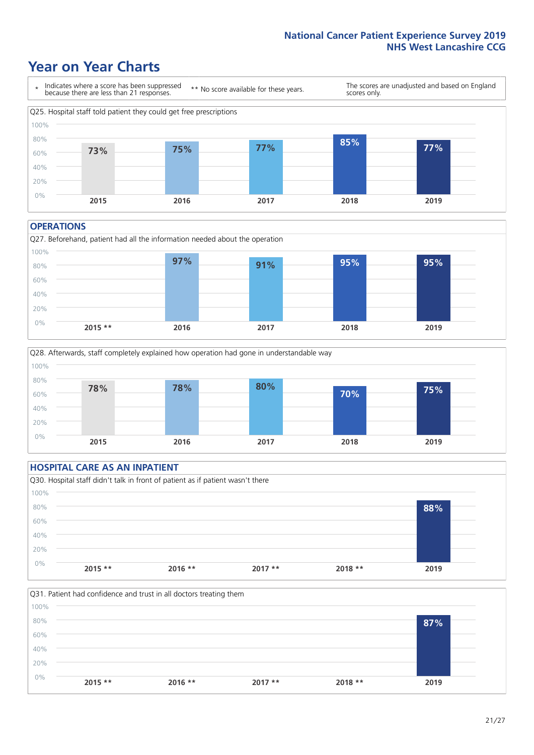# Year on Year Charts

\* Indicates where a score has been suppressed because there are less than 21 responses.

\*\* No score available for these years.

The scores are unadjusted and based on England scores only.

Q25. Hospital staff told patient they could get free prescriptions

| 2015 | 2016 | 2017 | 2018 | 2019 |
|---|---|---|---|---|
| 73% | 75% | 77% | 85% | 77% |

## OPERATIONS

Q27. Beforehand, patient had all the information needed about the operation

| 2015 ** | 2016 | 2017 | 2018 | 2019 |
|---|---|---|---|---|
| | 97% | 91% | 95% | 95% |

Q28. Afterwards, staff completely explained how operation had gone in understandable way

| 2015 | 2016 | 2017 | 2018 | 2019 |
|---|---|---|---|---|
| 78% | 78% | 80% | 70% | 75% |

## HOSPITAL CARE AS AN INPATIENT

Q30. Hospital staff didn't talk in front of patient as if patient wasn't there

| 2015 ** | 2016 ** | 2017 ** | 2018 ** | 2019 |
|---|---|---|---|---|
| | | | | 88% |

Q31. Patient had confidence and trust in all doctors treating them

| 2015 ** | 2016 ** | 2017 ** | 2018 ** | 2019 |
|---|---|---|---|---|
| | | | | 87% |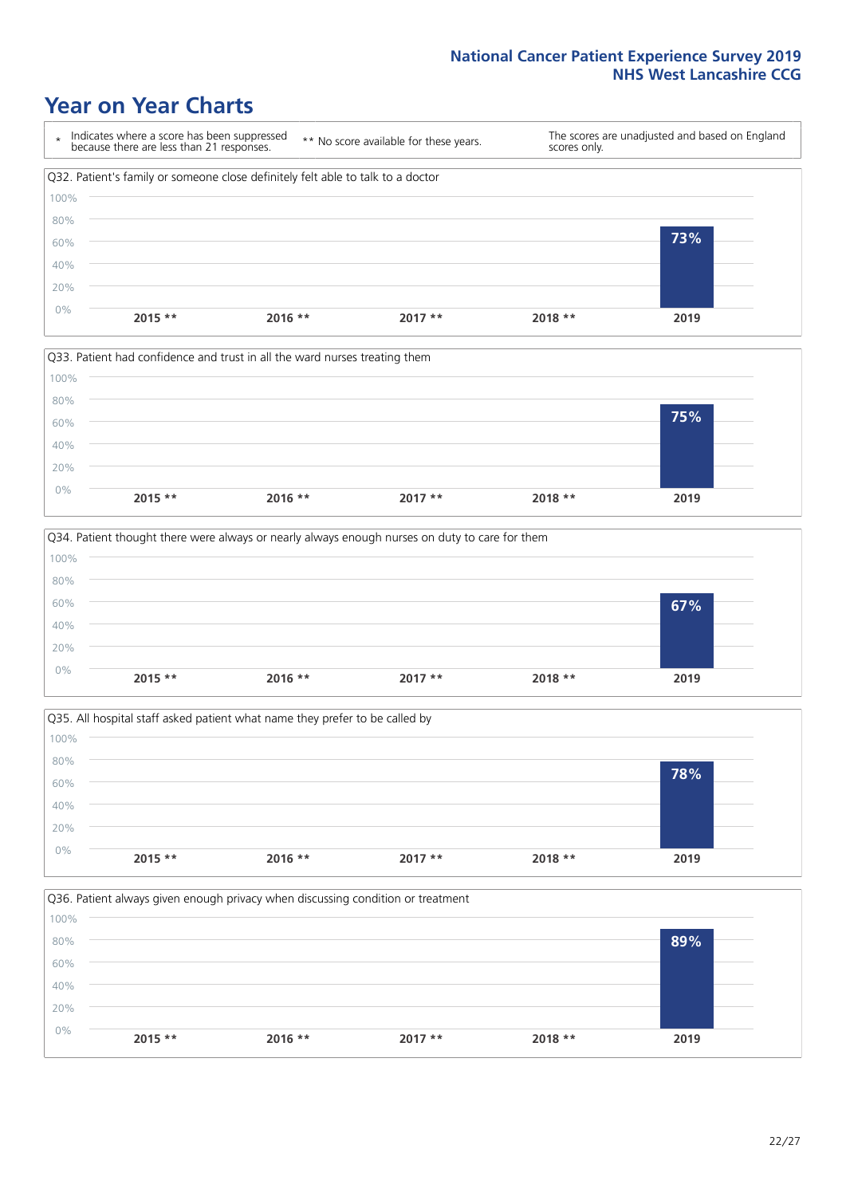# Year on Year Charts

| * Indicates where a score has been suppressed because there are less than 21 responses. | ** No score available for these years. | The scores are unadjusted and based on England scores only. |
|---|---|---|

Q32. Patient's family or someone close definitely felt able to talk to a doctor

| 2015 ** | 2016 ** | 2017 ** | 2018 ** | 2019 |
|---|---|---|---|---|
| | | | | 73% |

Q33. Patient had confidence and trust in all the ward nurses treating them

| 2015 ** | 2016 ** | 2017 ** | 2018 ** | 2019 |
|---|---|---|---|---|
| | | | | 75% |

Q34. Patient thought there were always or nearly always enough nurses on duty to care for them

| 2015 ** | 2016 ** | 2017 ** | 2018 ** | 2019 |
|---|---|---|---|---|
| | | | | 67% |

Q35. All hospital staff asked patient what name they prefer to be called by

| 2015 ** | 2016 ** | 2017 ** | 2018 ** | 2019 |
|---|---|---|---|---|
| | | | | 78% |

Q36. Patient always given enough privacy when discussing condition or treatment

| 2015 ** | 2016 ** | 2017 ** | 2018 ** | 2019 |
|---|---|---|---|---|
| | | | | 89% |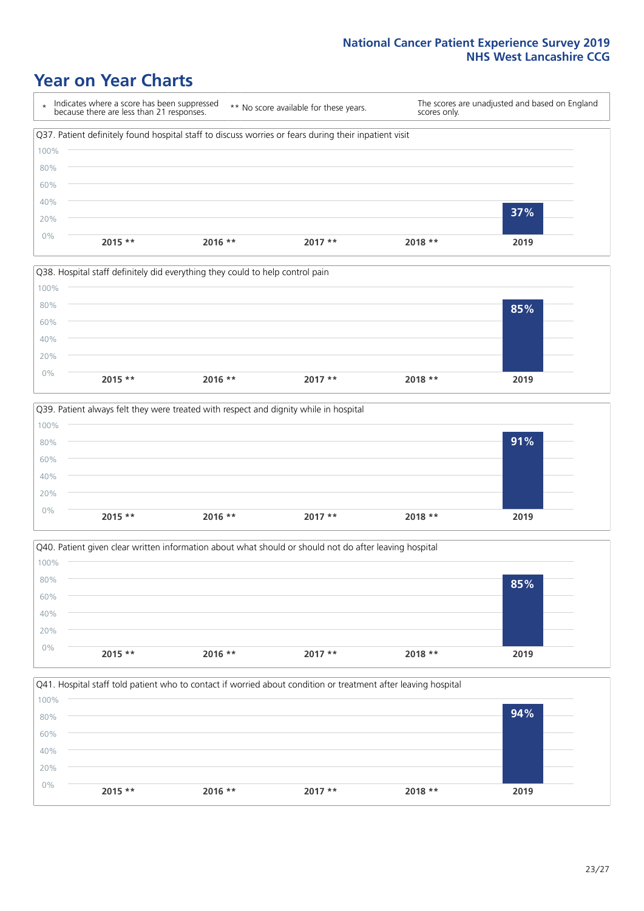# Year on Year Charts

\* Indicates where a score has been suppressed because there are less than 21 responses.

** No score available for these years.

The scores are unadjusted and based on England scores only.

Q37. Patient definitely found hospital staff to discuss worries or fears during their inpatient visit

| 2015 ** | 2016 ** | 2017 ** | 2018 ** | 2019 |
|---|---|---|---|---|
| | | | | 37% |

Q38. Hospital staff definitely did everything they could to help control pain

| 2015 ** | 2016 ** | 2017 ** | 2018 ** | 2019 |
|---|---|---|---|---|
| | | | | 85% |

Q39. Patient always felt they were treated with respect and dignity while in hospital

| 2015 ** | 2016 ** | 2017 ** | 2018 ** | 2019 |
|---|---|---|---|---|
| | | | | 91% |

Q40. Patient given clear written information about what should or should not do after leaving hospital

| 2015 ** | 2016 ** | 2017 ** | 2018 ** | 2019 |
|---|---|---|---|---|
| | | | | 85% |

Q41. Hospital staff told patient who to contact if worried about condition or treatment after leaving hospital

| 2015 ** | 2016 ** | 2017 ** | 2018 ** | 2019 |
|---|---|---|---|---|
| | | | | 94% |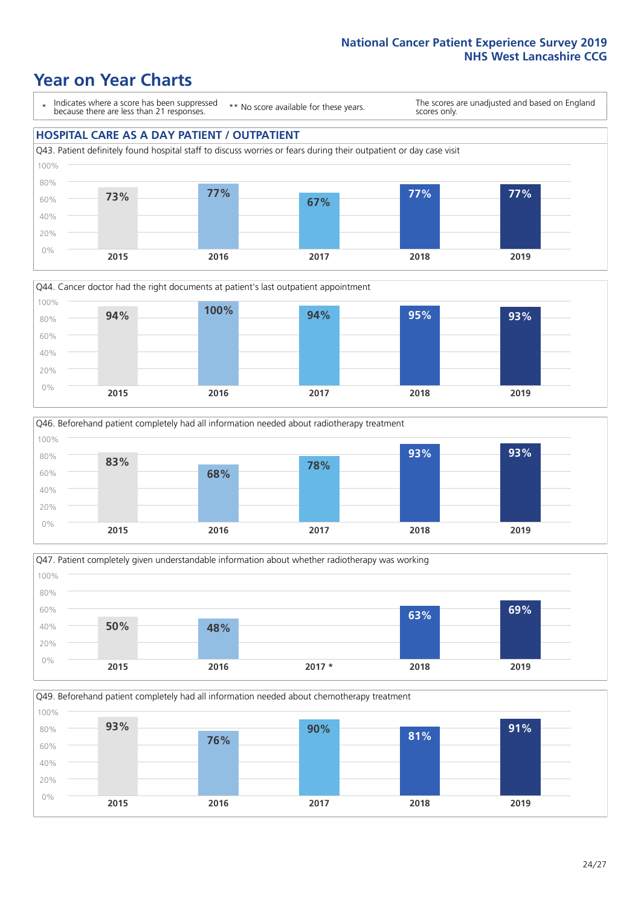# Year on Year Charts

\* Indicates where a score has been suppressed because there are less than 21 responses.

** No score available for these years.

The scores are unadjusted and based on England scores only.

## HOSPITAL CARE AS A DAY PATIENT / OUTPATIENT

Q43. Patient definitely found hospital staff to discuss worries or fears during their outpatient or day case visit

| 2015 | 2016 | 2017 | 2018 | 2019 |
|---|---|---|---|---|
| 73% | 77% | 67% | 77% | 77% |

Q44. Cancer doctor had the right documents at patient's last outpatient appointment

| 2015 | 2016 | 2017 | 2018 | 2019 |
|---|---|---|---|---|
| 94% | 100% | 94% | 95% | 93% |

Q46. Beforehand patient completely had all information needed about radiotherapy treatment

| 2015 | 2016 | 2017 | 2018 | 2019 |
|---|---|---|---|---|
| 83% | 68% | 78% | 93% | 93% |

Q47. Patient completely given understandable information about whether radiotherapy was working

| 2015 | 2016 | 2017 * | 2018 | 2019 |
|---|---|---|---|---|
| 50% | 48% | | 63% | 69% |

Q49. Beforehand patient completely had all information needed about chemotherapy treatment

| 2015 | 2016 | 2017 | 2018 | 2019 |
|---|---|---|---|---|
| 93% | 76% | 90% | 81% | 91% |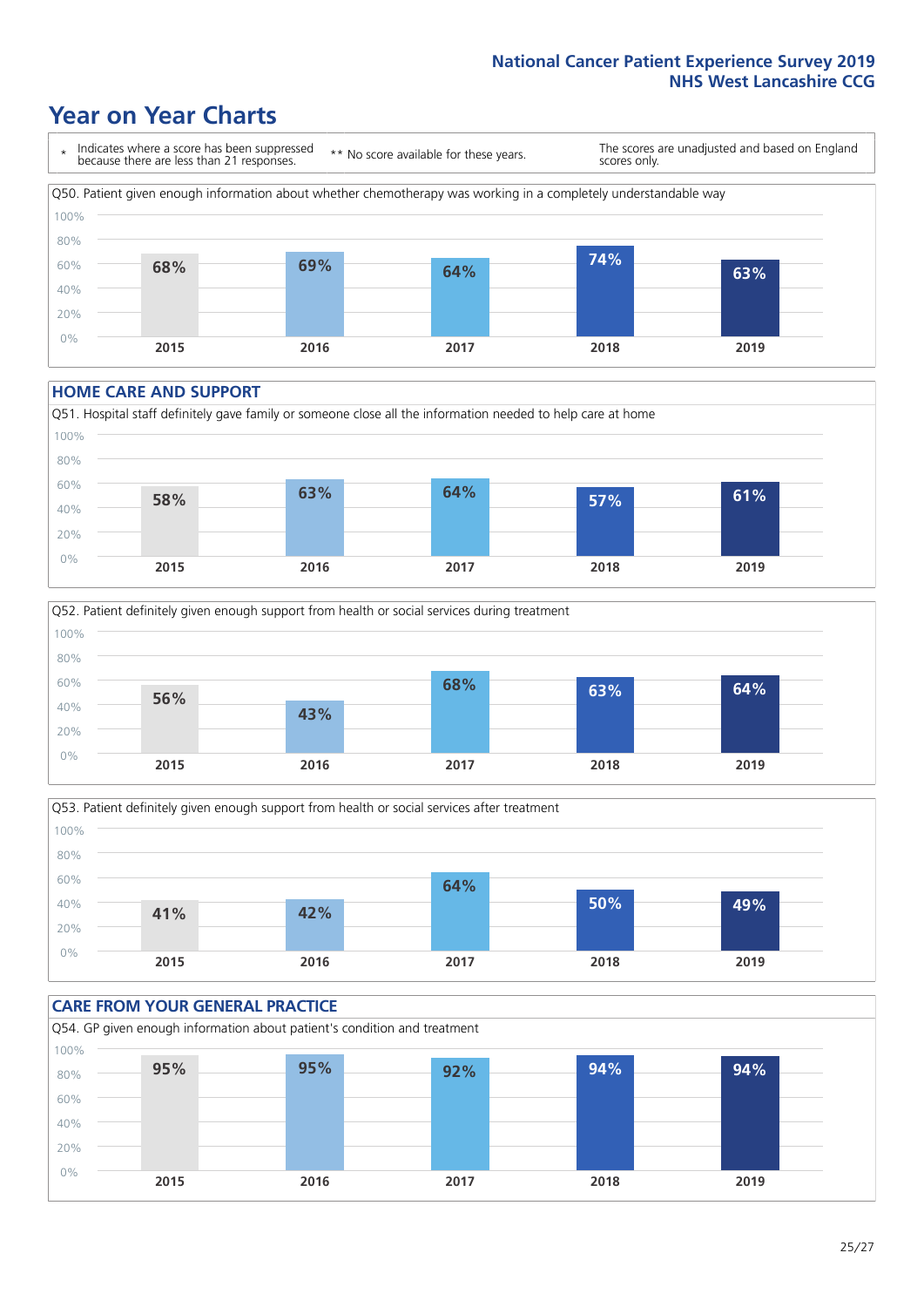# Year on Year Charts

\* Indicates where a score has been suppressed because there are less than 21 responses.

** No score available for these years.

The scores are unadjusted and based on England scores only.

Q50. Patient given enough information about whether chemotherapy was working in a completely understandable way

| 2015 | 2016 | 2017 | 2018 | 2019 |
|---|---|---|---|---|
| 68% | 69% | 64% | 74% | 63% |

## HOME CARE AND SUPPORT

Q51. Hospital staff definitely gave family or someone close all the information needed to help care at home

| 2015 | 2016 | 2017 | 2018 | 2019 |
|---|---|---|---|---|
| 58% | 63% | 64% | 57% | 61% |

Q52. Patient definitely given enough support from health or social services during treatment

| 2015 | 2016 | 2017 | 2018 | 2019 |
|---|---|---|---|---|
| 56% | 43% | 68% | 63% | 64% |

Q53. Patient definitely given enough support from health or social services after treatment

| 2015 | 2016 | 2017 | 2018 | 2019 |
|---|---|---|---|---|
| 41% | 42% | 64% | 50% | 49% |

## CARE FROM YOUR GENERAL PRACTICE

Q54. GP given enough information about patient's condition and treatment

| 2015 | 2016 | 2017 | 2018 | 2019 |
|---|---|---|---|---|
| 95% | 95% | 92% | 94% | 94% |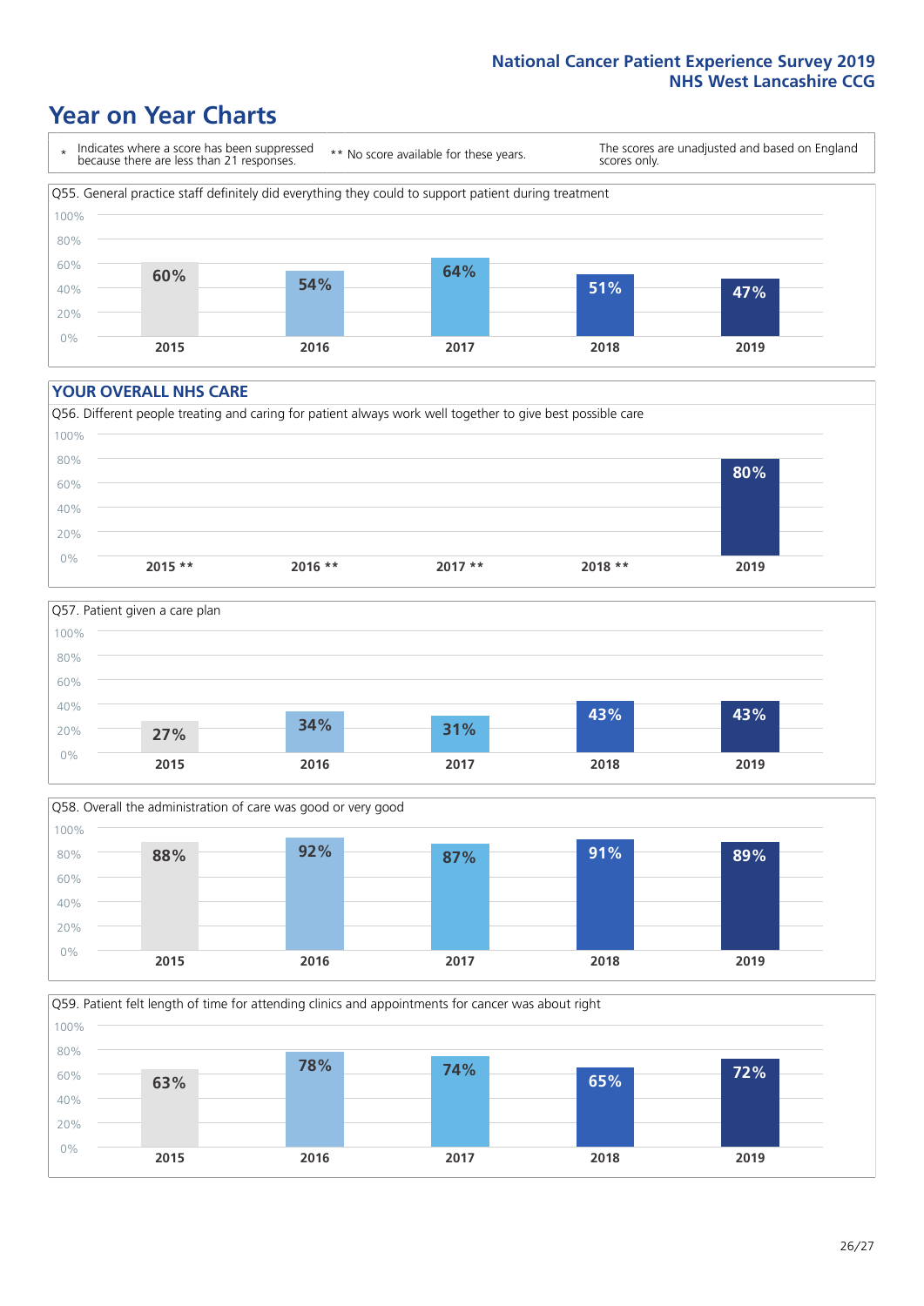# Year on Year Charts

\* Indicates where a score has been suppressed because there are less than 21 responses.

\*\* No score available for these years.

The scores are unadjusted and based on England scores only.

Q55. General practice staff definitely did everything they could to support patient during treatment

| 2015 | 2016 | 2017 | 2018 | 2019 |
|---|---|---|---|---|
| 60% | 54% | 64% | 51% | 47% |

## YOUR OVERALL NHS CARE

Q56. Different people treating and caring for patient always work well together to give best possible care

| 2015 ** | 2016 ** | 2017 ** | 2018 ** | 2019 |
|---|---|---|---|---|
| | | | | 80% |

Q57. Patient given a care plan

| 2015 | 2016 | 2017 | 2018 | 2019 |
|---|---|---|---|---|
| 27% | 34% | 31% | 43% | 43% |

Q58. Overall the administration of care was good or very good

| 2015 | 2016 | 2017 | 2018 | 2019 |
|---|---|---|---|---|
| 88% | 92% | 87% | 91% | 89% |

Q59. Patient felt length of time for attending clinics and appointments for cancer was about right

| 2015 | 2016 | 2017 | 2018 | 2019 |
|---|---|---|---|---|
| 63% | 78% | 74% | 65% | 72% |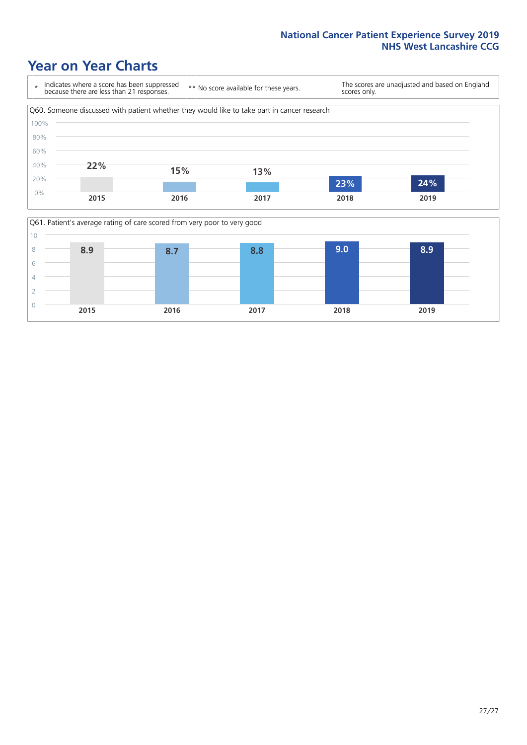# Year on Year Charts

\* Indicates where a score has been suppressed because there are less than 21 responses.

\*\* No score available for these years.

The scores are unadjusted and based on England scores only.

Q60. Someone discussed with patient whether they would like to take part in cancer research

100%
80%
60%
40%
20%
0%

22% 2015
15% 2016
13% 2017
23% 2018
24% 2019

Q61. Patient's average rating of care scored from very poor to very good

10
8
6
4
2
0

8.9 2015
8.7 2016
8.8 2017
9.0 2018
8.9 2019